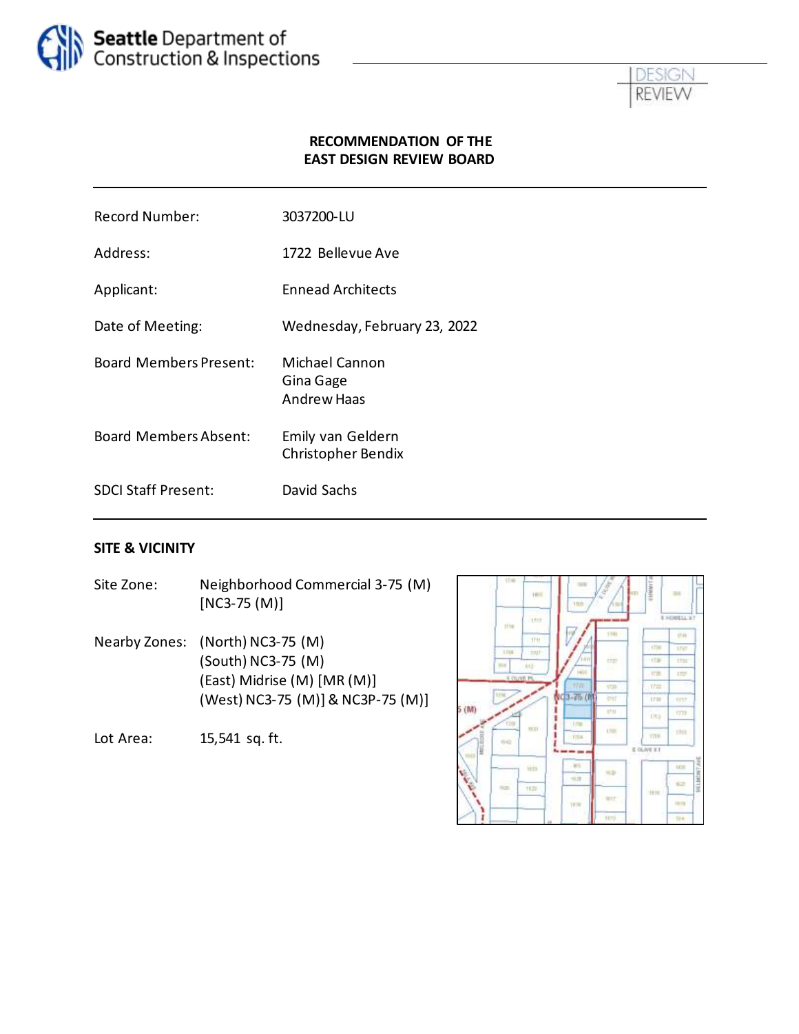Seattle Department of Construction & Inspections

DESIGN REVIEW

## RECOMMENDATION OF THE EAST DESIGN REVIEW BOARD

| | |
|---|---|
| Record Number: | 3037200-LU |
| Address: | 1722 Bellevue Ave |
| Applicant: | Ennead Architects |
| Date of Meeting: | Wednesday, February 23, 2022 |
| Board Members Present: | Michael Cannon<br>Gina Gage<br>Andrew Haas |
| Board Members Absent: | Emily van Geldern<br>Christopher Bendix |
| SDCI Staff Present: | David Sachs |

## SITE & VICINITY

Site Zone: Neighborhood Commercial 3-75 (M) [NC3-75 (M)]

Nearby Zones: (North) NC3-75 (M)
(South) NC3-75 (M)
(East) Midrise (M) [MR (M)]
(West) NC3-75 (M)] & NC3P-75 (M)]

Lot Area: 15,541 sq. ft.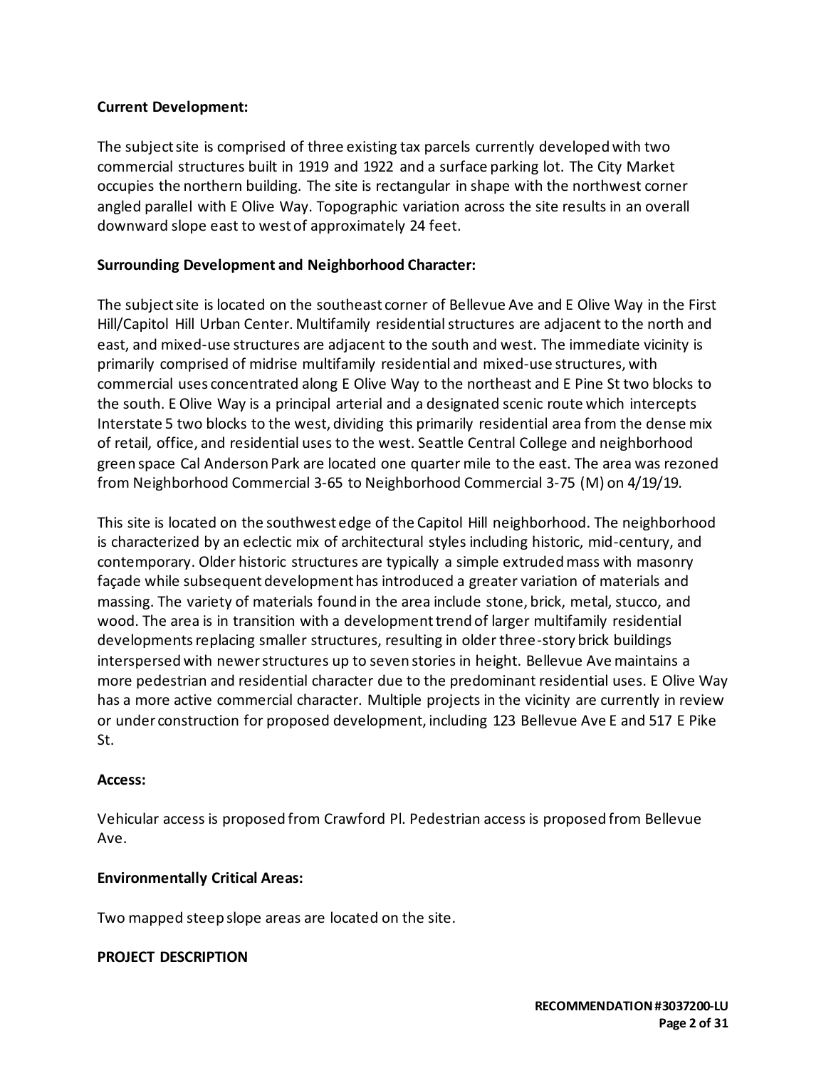**Current Development:**

The subject site is comprised of three existing tax parcels currently developed with two commercial structures built in 1919 and 1922 and a surface parking lot. The City Market occupies the northern building. The site is rectangular in shape with the northwest corner angled parallel with E Olive Way. Topographic variation across the site results in an overall downward slope east to west of approximately 24 feet.

**Surrounding Development and Neighborhood Character:**

The subject site is located on the southeast corner of Bellevue Ave and E Olive Way in the First Hill/Capitol Hill Urban Center. Multifamily residential structures are adjacent to the north and east, and mixed-use structures are adjacent to the south and west. The immediate vicinity is primarily comprised of midrise multifamily residential and mixed-use structures, with commercial uses concentrated along E Olive Way to the northeast and E Pine St two blocks to the south. E Olive Way is a principal arterial and a designated scenic route which intercepts Interstate 5 two blocks to the west, dividing this primarily residential area from the dense mix of retail, office, and residential uses to the west. Seattle Central College and neighborhood green space Cal Anderson Park are located one quarter mile to the east. The area was rezoned from Neighborhood Commercial 3-65 to Neighborhood Commercial 3-75 (M) on 4/19/19.

This site is located on the southwest edge of the Capitol Hill neighborhood. The neighborhood is characterized by an eclectic mix of architectural styles including historic, mid-century, and contemporary. Older historic structures are typically a simple extruded mass with masonry façade while subsequent development has introduced a greater variation of materials and massing. The variety of materials found in the area include stone, brick, metal, stucco, and wood. The area is in transition with a development trend of larger multifamily residential developments replacing smaller structures, resulting in older three-story brick buildings interspersed with newer structures up to seven stories in height. Bellevue Ave maintains a more pedestrian and residential character due to the predominant residential uses. E Olive Way has a more active commercial character. Multiple projects in the vicinity are currently in review or under construction for proposed development, including 123 Bellevue Ave E and 517 E Pike St.

**Access:**

Vehicular access is proposed from Crawford Pl. Pedestrian access is proposed from Bellevue Ave.

**Environmentally Critical Areas:**

Two mapped steep slope areas are located on the site.

**PROJECT DESCRIPTION**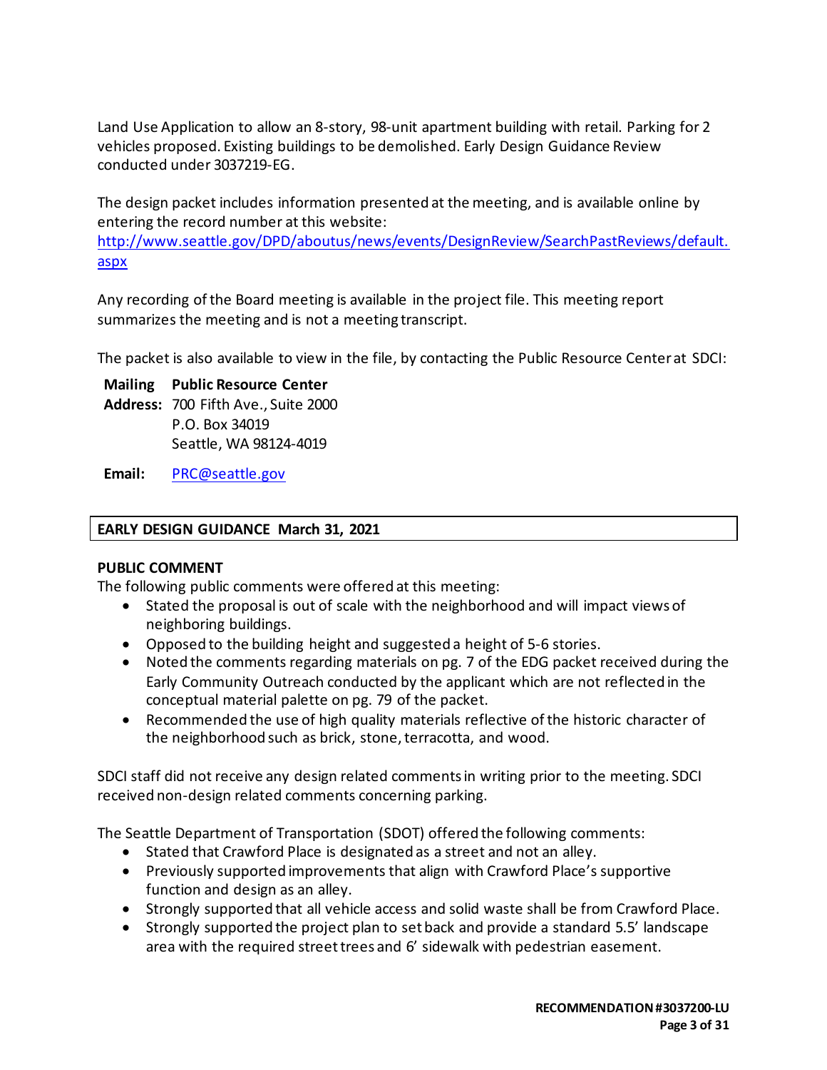Land Use Application to allow an 8-story, 98-unit apartment building with retail. Parking for 2 vehicles proposed. Existing buildings to be demolished. Early Design Guidance Review conducted under 3037219-EG.

The design packet includes information presented at the meeting, and is available online by entering the record number at this website:
[http://www.seattle.gov/DPD/aboutus/news/events/DesignReview/SearchPastReviews/default.aspx](http://www.seattle.gov/DPD/aboutus/news/events/DesignReview/SearchPastReviews/default.aspx)

Any recording of the Board meeting is available in the project file. This meeting report summarizes the meeting and is not a meeting transcript.

The packet is also available to view in the file, by contacting the Public Resource Center at SDCI:

**Mailing Address:** **Public Resource Center**
700 Fifth Ave., Suite 2000
P.O. Box 34019
Seattle, WA 98124-4019

**Email:** [PRC@seattle.gov](mailto:PRC@seattle.gov)

## EARLY DESIGN GUIDANCE March 31, 2021

### PUBLIC COMMENT

The following public comments were offered at this meeting:

- Stated the proposal is out of scale with the neighborhood and will impact views of neighboring buildings.
- Opposed to the building height and suggested a height of 5-6 stories.
- Noted the comments regarding materials on pg. 7 of the EDG packet received during the Early Community Outreach conducted by the applicant which are not reflected in the conceptual material palette on pg. 79 of the packet.
- Recommended the use of high quality materials reflective of the historic character of the neighborhood such as brick, stone, terracotta, and wood.

SDCI staff did not receive any design related comments in writing prior to the meeting. SDCI received non-design related comments concerning parking.

The Seattle Department of Transportation (SDOT) offered the following comments:

- Stated that Crawford Place is designated as a street and not an alley.
- Previously supported improvements that align with Crawford Place's supportive function and design as an alley.
- Strongly supported that all vehicle access and solid waste shall be from Crawford Place.
- Strongly supported the project plan to set back and provide a standard 5.5' landscape area with the required street trees and 6' sidewalk with pedestrian easement.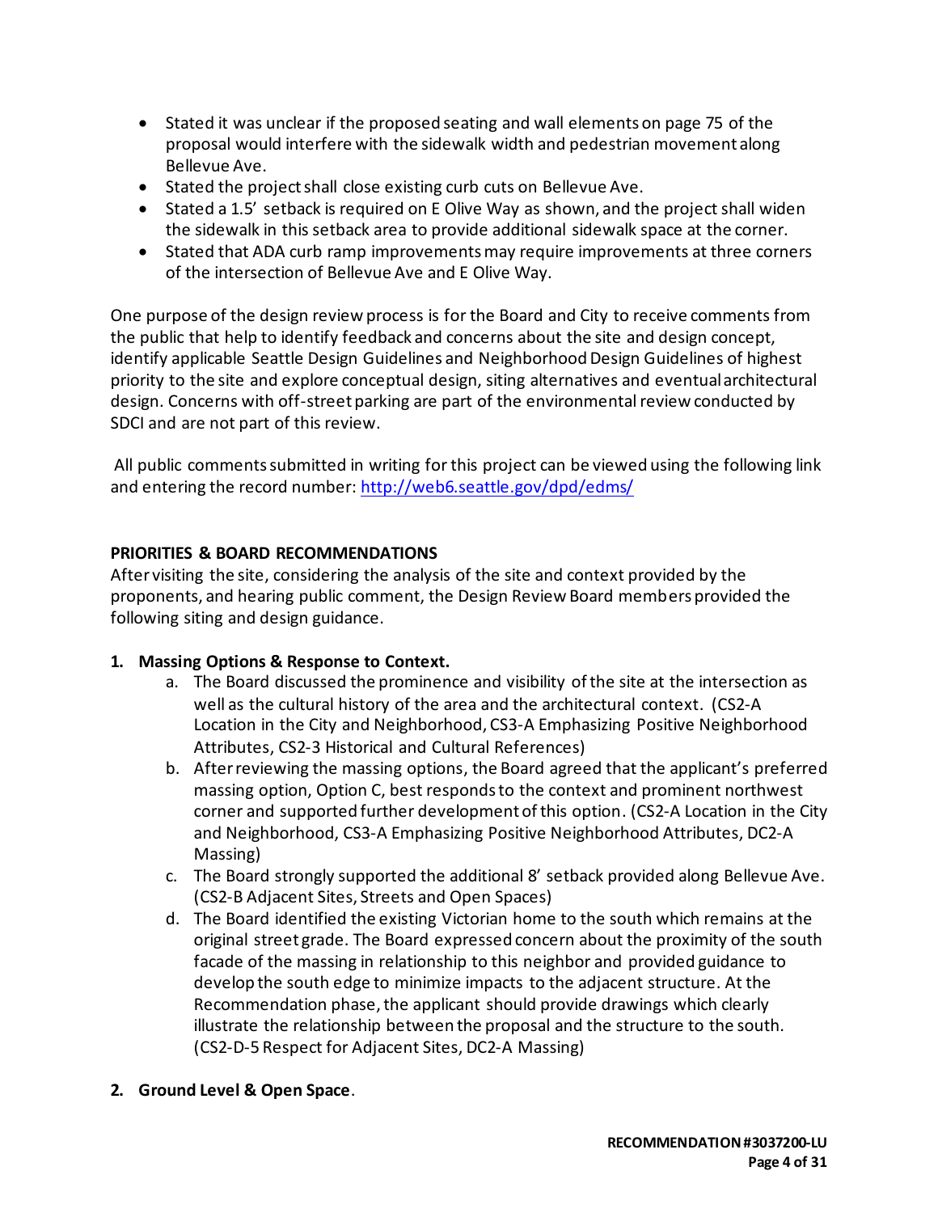- Stated it was unclear if the proposed seating and wall elements on page 75 of the proposal would interfere with the sidewalk width and pedestrian movement along Bellevue Ave.
- Stated the project shall close existing curb cuts on Bellevue Ave.
- Stated a 1.5' setback is required on E Olive Way as shown, and the project shall widen the sidewalk in this setback area to provide additional sidewalk space at the corner.
- Stated that ADA curb ramp improvements may require improvements at three corners of the intersection of Bellevue Ave and E Olive Way.

One purpose of the design review process is for the Board and City to receive comments from the public that help to identify feedback and concerns about the site and design concept, identify applicable Seattle Design Guidelines and Neighborhood Design Guidelines of highest priority to the site and explore conceptual design, siting alternatives and eventual architectural design. Concerns with off-street parking are part of the environmental review conducted by SDCI and are not part of this review.

All public comments submitted in writing for this project can be viewed using the following link and entering the record number: http://web6.seattle.gov/dpd/edms/

**PRIORITIES & BOARD RECOMMENDATIONS**

After visiting the site, considering the analysis of the site and context provided by the proponents, and hearing public comment, the Design Review Board members provided the following siting and design guidance.

1. **Massing Options & Response to Context.**
   a. The Board discussed the prominence and visibility of the site at the intersection as well as the cultural history of the area and the architectural context. (CS2-A Location in the City and Neighborhood, CS3-A Emphasizing Positive Neighborhood Attributes, CS2-3 Historical and Cultural References)
   b. After reviewing the massing options, the Board agreed that the applicant's preferred massing option, Option C, best responds to the context and prominent northwest corner and supported further development of this option. (CS2-A Location in the City and Neighborhood, CS3-A Emphasizing Positive Neighborhood Attributes, DC2-A Massing)
   c. The Board strongly supported the additional 8' setback provided along Bellevue Ave. (CS2-B Adjacent Sites, Streets and Open Spaces)
   d. The Board identified the existing Victorian home to the south which remains at the original street grade. The Board expressed concern about the proximity of the south facade of the massing in relationship to this neighbor and provided guidance to develop the south edge to minimize impacts to the adjacent structure. At the Recommendation phase, the applicant should provide drawings which clearly illustrate the relationship between the proposal and the structure to the south. (CS2-D-5 Respect for Adjacent Sites, DC2-A Massing)

2. **Ground Level & Open Space**.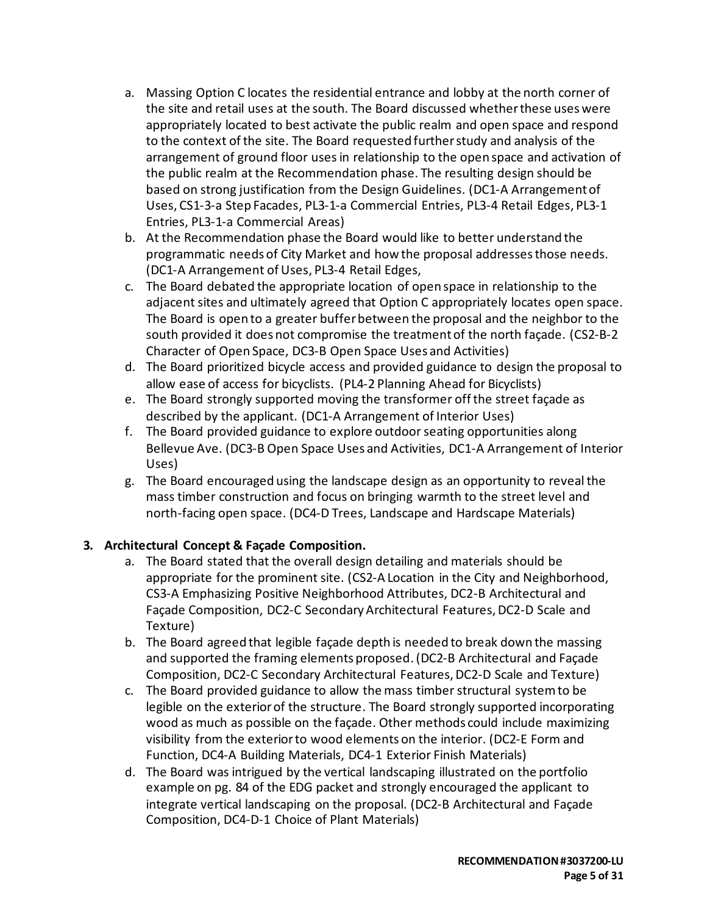a. Massing Option C locates the residential entrance and lobby at the north corner of the site and retail uses at the south. The Board discussed whether these uses were appropriately located to best activate the public realm and open space and respond to the context of the site. The Board requested further study and analysis of the arrangement of ground floor uses in relationship to the open space and activation of the public realm at the Recommendation phase. The resulting design should be based on strong justification from the Design Guidelines. (DC1-A Arrangement of Uses, CS1-3-a Step Facades, PL3-1-a Commercial Entries, PL3-4 Retail Edges, PL3-1 Entries, PL3-1-a Commercial Areas)
b. At the Recommendation phase the Board would like to better understand the programmatic needs of City Market and how the proposal addresses those needs. (DC1-A Arrangement of Uses, PL3-4 Retail Edges,
c. The Board debated the appropriate location of open space in relationship to the adjacent sites and ultimately agreed that Option C appropriately locates open space. The Board is open to a greater buffer between the proposal and the neighbor to the south provided it does not compromise the treatment of the north façade. (CS2-B-2 Character of Open Space, DC3-B Open Space Uses and Activities)
d. The Board prioritized bicycle access and provided guidance to design the proposal to allow ease of access for bicyclists. (PL4-2 Planning Ahead for Bicyclists)
e. The Board strongly supported moving the transformer off the street façade as described by the applicant. (DC1-A Arrangement of Interior Uses)
f. The Board provided guidance to explore outdoor seating opportunities along Bellevue Ave. (DC3-B Open Space Uses and Activities, DC1-A Arrangement of Interior Uses)
g. The Board encouraged using the landscape design as an opportunity to reveal the mass timber construction and focus on bringing warmth to the street level and north-facing open space. (DC4-D Trees, Landscape and Hardscape Materials)

**3. Architectural Concept & Façade Composition.**

a. The Board stated that the overall design detailing and materials should be appropriate for the prominent site. (CS2-A Location in the City and Neighborhood, CS3-A Emphasizing Positive Neighborhood Attributes, DC2-B Architectural and Façade Composition, DC2-C Secondary Architectural Features, DC2-D Scale and Texture)
b. The Board agreed that legible façade depth is needed to break down the massing and supported the framing elements proposed. (DC2-B Architectural and Façade Composition, DC2-C Secondary Architectural Features, DC2-D Scale and Texture)
c. The Board provided guidance to allow the mass timber structural system to be legible on the exterior of the structure. The Board strongly supported incorporating wood as much as possible on the façade. Other methods could include maximizing visibility from the exterior to wood elements on the interior. (DC2-E Form and Function, DC4-A Building Materials, DC4-1 Exterior Finish Materials)
d. The Board was intrigued by the vertical landscaping illustrated on the portfolio example on pg. 84 of the EDG packet and strongly encouraged the applicant to integrate vertical landscaping on the proposal. (DC2-B Architectural and Façade Composition, DC4-D-1 Choice of Plant Materials)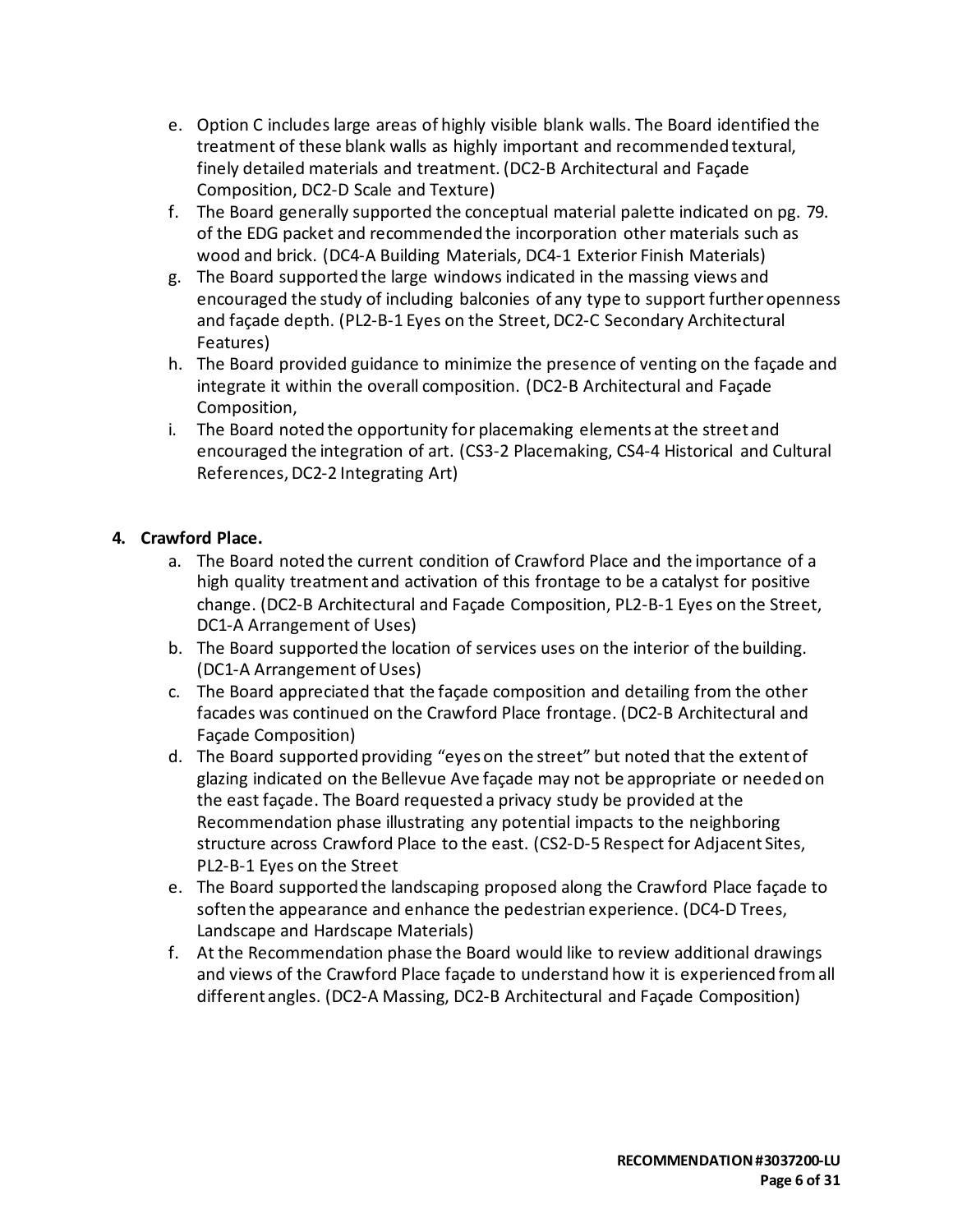e. Option C includes large areas of highly visible blank walls. The Board identified the treatment of these blank walls as highly important and recommended textural, finely detailed materials and treatment. (DC2-B Architectural and Façade Composition, DC2-D Scale and Texture)

f. The Board generally supported the conceptual material palette indicated on pg. 79. of the EDG packet and recommended the incorporation other materials such as wood and brick. (DC4-A Building Materials, DC4-1 Exterior Finish Materials)

g. The Board supported the large windows indicated in the massing views and encouraged the study of including balconies of any type to support further openness and façade depth. (PL2-B-1 Eyes on the Street, DC2-C Secondary Architectural Features)

h. The Board provided guidance to minimize the presence of venting on the façade and integrate it within the overall composition. (DC2-B Architectural and Façade Composition,

i. The Board noted the opportunity for placemaking elements at the street and encouraged the integration of art. (CS3-2 Placemaking, CS4-4 Historical and Cultural References, DC2-2 Integrating Art)

**4. Crawford Place.**

a. The Board noted the current condition of Crawford Place and the importance of a high quality treatment and activation of this frontage to be a catalyst for positive change. (DC2-B Architectural and Façade Composition, PL2-B-1 Eyes on the Street, DC1-A Arrangement of Uses)

b. The Board supported the location of services uses on the interior of the building. (DC1-A Arrangement of Uses)

c. The Board appreciated that the façade composition and detailing from the other facades was continued on the Crawford Place frontage. (DC2-B Architectural and Façade Composition)

d. The Board supported providing "eyes on the street" but noted that the extent of glazing indicated on the Bellevue Ave façade may not be appropriate or needed on the east façade. The Board requested a privacy study be provided at the Recommendation phase illustrating any potential impacts to the neighboring structure across Crawford Place to the east. (CS2-D-5 Respect for Adjacent Sites, PL2-B-1 Eyes on the Street

e. The Board supported the landscaping proposed along the Crawford Place façade to soften the appearance and enhance the pedestrian experience. (DC4-D Trees, Landscape and Hardscape Materials)

f. At the Recommendation phase the Board would like to review additional drawings and views of the Crawford Place façade to understand how it is experienced from all different angles. (DC2-A Massing, DC2-B Architectural and Façade Composition)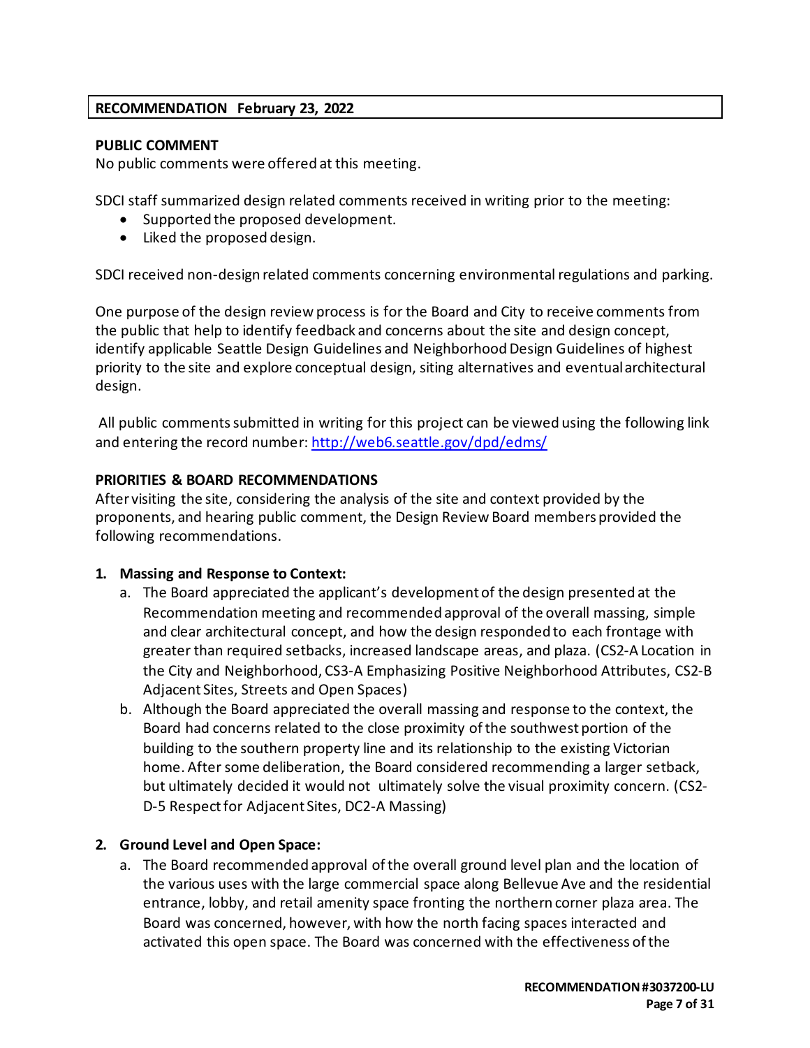**RECOMMENDATION February 23, 2022**

**PUBLIC COMMENT**

No public comments were offered at this meeting.

SDCI staff summarized design related comments received in writing prior to the meeting:

- Supported the proposed development.
- Liked the proposed design.

SDCI received non-design related comments concerning environmental regulations and parking.

One purpose of the design review process is for the Board and City to receive comments from the public that help to identify feedback and concerns about the site and design concept, identify applicable Seattle Design Guidelines and Neighborhood Design Guidelines of highest priority to the site and explore conceptual design, siting alternatives and eventual architectural design.

All public comments submitted in writing for this project can be viewed using the following link and entering the record number: http://web6.seattle.gov/dpd/edms/

**PRIORITIES & BOARD RECOMMENDATIONS**

After visiting the site, considering the analysis of the site and context provided by the proponents, and hearing public comment, the Design Review Board members provided the following recommendations.

1. **Massing and Response to Context:**
   a. The Board appreciated the applicant's development of the design presented at the Recommendation meeting and recommended approval of the overall massing, simple and clear architectural concept, and how the design responded to each frontage with greater than required setbacks, increased landscape areas, and plaza. (CS2-A Location in the City and Neighborhood, CS3-A Emphasizing Positive Neighborhood Attributes, CS2-B Adjacent Sites, Streets and Open Spaces)
   b. Although the Board appreciated the overall massing and response to the context, the Board had concerns related to the close proximity of the southwest portion of the building to the southern property line and its relationship to the existing Victorian home. After some deliberation, the Board considered recommending a larger setback, but ultimately decided it would not ultimately solve the visual proximity concern. (CS2-D-5 Respect for Adjacent Sites, DC2-A Massing)

2. **Ground Level and Open Space:**
   a. The Board recommended approval of the overall ground level plan and the location of the various uses with the large commercial space along Bellevue Ave and the residential entrance, lobby, and retail amenity space fronting the northern corner plaza area. The Board was concerned, however, with how the north facing spaces interacted and activated this open space. The Board was concerned with the effectiveness of the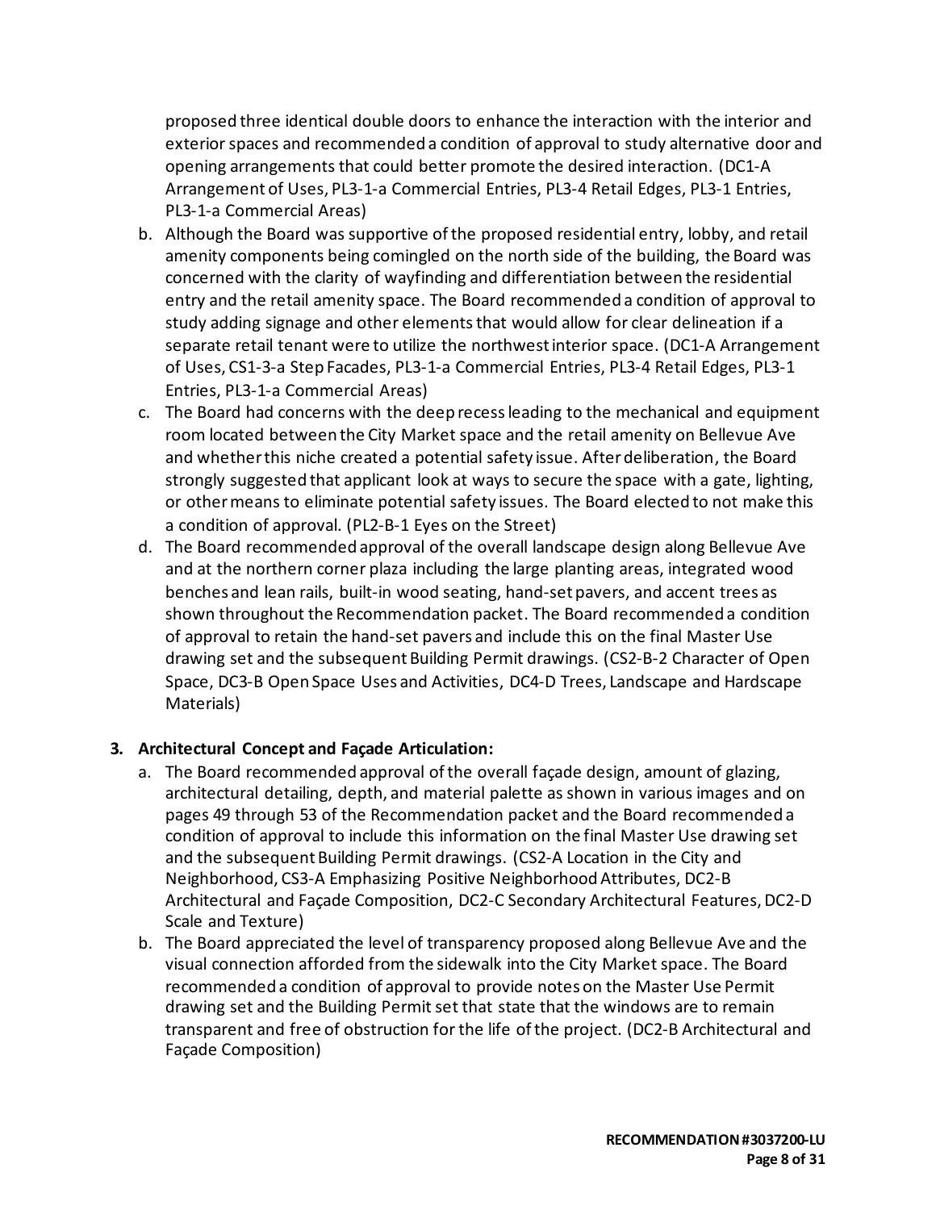proposed three identical double doors to enhance the interaction with the interior and exterior spaces and recommended a condition of approval to study alternative door and opening arrangements that could better promote the desired interaction. (DC1-A Arrangement of Uses, PL3-1-a Commercial Entries, PL3-4 Retail Edges, PL3-1 Entries, PL3-1-a Commercial Areas)

b. Although the Board was supportive of the proposed residential entry, lobby, and retail amenity components being comingled on the north side of the building, the Board was concerned with the clarity of wayfinding and differentiation between the residential entry and the retail amenity space. The Board recommended a condition of approval to study adding signage and other elements that would allow for clear delineation if a separate retail tenant were to utilize the northwest interior space. (DC1-A Arrangement of Uses, CS1-3-a Step Facades, PL3-1-a Commercial Entries, PL3-4 Retail Edges, PL3-1 Entries, PL3-1-a Commercial Areas)

c. The Board had concerns with the deep recess leading to the mechanical and equipment room located between the City Market space and the retail amenity on Bellevue Ave and whether this niche created a potential safety issue. After deliberation, the Board strongly suggested that applicant look at ways to secure the space with a gate, lighting, or other means to eliminate potential safety issues. The Board elected to not make this a condition of approval. (PL2-B-1 Eyes on the Street)

d. The Board recommended approval of the overall landscape design along Bellevue Ave and at the northern corner plaza including the large planting areas, integrated wood benches and lean rails, built-in wood seating, hand-set pavers, and accent trees as shown throughout the Recommendation packet. The Board recommended a condition of approval to retain the hand-set pavers and include this on the final Master Use drawing set and the subsequent Building Permit drawings. (CS2-B-2 Character of Open Space, DC3-B Open Space Uses and Activities, DC4-D Trees, Landscape and Hardscape Materials)

**3. Architectural Concept and Façade Articulation:**

a. The Board recommended approval of the overall façade design, amount of glazing, architectural detailing, depth, and material palette as shown in various images and on pages 49 through 53 of the Recommendation packet and the Board recommended a condition of approval to include this information on the final Master Use drawing set and the subsequent Building Permit drawings. (CS2-A Location in the City and Neighborhood, CS3-A Emphasizing Positive Neighborhood Attributes, DC2-B Architectural and Façade Composition, DC2-C Secondary Architectural Features, DC2-D Scale and Texture)

b. The Board appreciated the level of transparency proposed along Bellevue Ave and the visual connection afforded from the sidewalk into the City Market space. The Board recommended a condition of approval to provide notes on the Master Use Permit drawing set and the Building Permit set that state that the windows are to remain transparent and free of obstruction for the life of the project. (DC2-B Architectural and Façade Composition)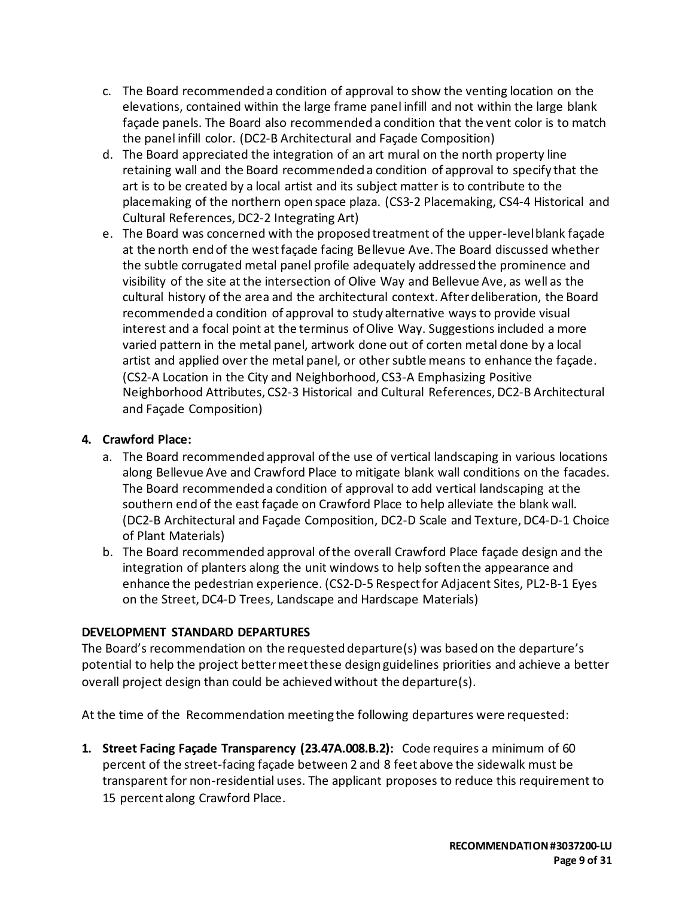c. The Board recommended a condition of approval to show the venting location on the elevations, contained within the large frame panel infill and not within the large blank façade panels. The Board also recommended a condition that the vent color is to match the panel infill color. (DC2-B Architectural and Façade Composition)

d. The Board appreciated the integration of an art mural on the north property line retaining wall and the Board recommended a condition of approval to specify that the art is to be created by a local artist and its subject matter is to contribute to the placemaking of the northern open space plaza. (CS3-2 Placemaking, CS4-4 Historical and Cultural References, DC2-2 Integrating Art)

e. The Board was concerned with the proposed treatment of the upper-level blank façade at the north end of the west façade facing Bellevue Ave. The Board discussed whether the subtle corrugated metal panel profile adequately addressed the prominence and visibility of the site at the intersection of Olive Way and Bellevue Ave, as well as the cultural history of the area and the architectural context. After deliberation, the Board recommended a condition of approval to study alternative ways to provide visual interest and a focal point at the terminus of Olive Way. Suggestions included a more varied pattern in the metal panel, artwork done out of corten metal done by a local artist and applied over the metal panel, or other subtle means to enhance the façade. (CS2-A Location in the City and Neighborhood, CS3-A Emphasizing Positive Neighborhood Attributes, CS2-3 Historical and Cultural References, DC2-B Architectural and Façade Composition)

**4. Crawford Place:**

a. The Board recommended approval of the use of vertical landscaping in various locations along Bellevue Ave and Crawford Place to mitigate blank wall conditions on the facades. The Board recommended a condition of approval to add vertical landscaping at the southern end of the east façade on Crawford Place to help alleviate the blank wall. (DC2-B Architectural and Façade Composition, DC2-D Scale and Texture, DC4-D-1 Choice of Plant Materials)

b. The Board recommended approval of the overall Crawford Place façade design and the integration of planters along the unit windows to help soften the appearance and enhance the pedestrian experience. (CS2-D-5 Respect for Adjacent Sites, PL2-B-1 Eyes on the Street, DC4-D Trees, Landscape and Hardscape Materials)

**DEVELOPMENT STANDARD DEPARTURES**

The Board's recommendation on the requested departure(s) was based on the departure's potential to help the project better meet these design guidelines priorities and achieve a better overall project design than could be achieved without the departure(s).

At the time of the Recommendation meeting the following departures were requested:

1. **Street Facing Façade Transparency (23.47A.008.B.2):** Code requires a minimum of 60 percent of the street-facing façade between 2 and 8 feet above the sidewalk must be transparent for non-residential uses. The applicant proposes to reduce this requirement to 15 percent along Crawford Place.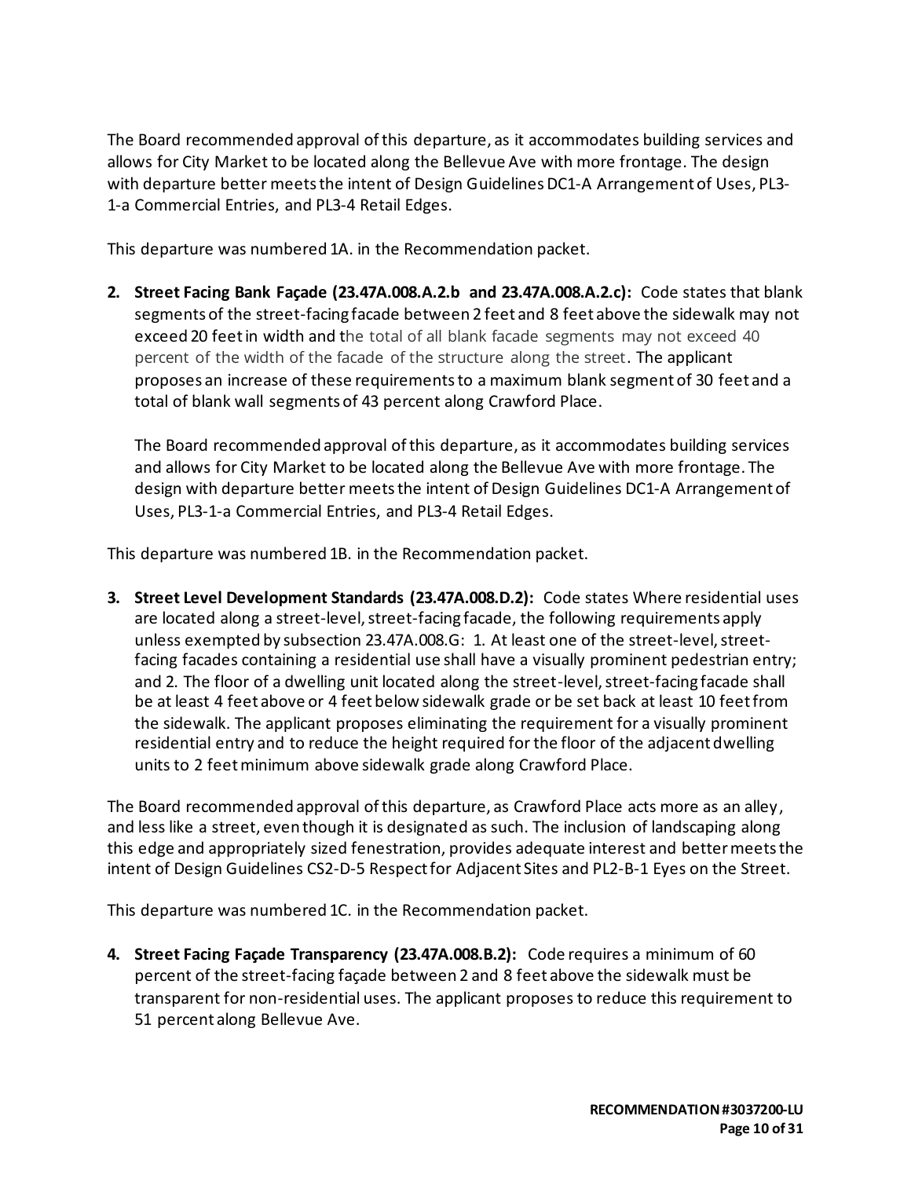The Board recommended approval of this departure, as it accommodates building services and allows for City Market to be located along the Bellevue Ave with more frontage. The design with departure better meets the intent of Design Guidelines DC1-A Arrangement of Uses, PL3-1-a Commercial Entries, and PL3-4 Retail Edges.

This departure was numbered 1A. in the Recommendation packet.

2. **Street Facing Bank Façade (23.47A.008.A.2.b and 23.47A.008.A.2.c):** Code states that blank segments of the street-facing facade between 2 feet and 8 feet above the sidewalk may not exceed 20 feet in width and the total of all blank facade segments may not exceed 40 percent of the width of the facade of the structure along the street. The applicant proposes an increase of these requirements to a maximum blank segment of 30 feet and a total of blank wall segments of 43 percent along Crawford Place.

   The Board recommended approval of this departure, as it accommodates building services and allows for City Market to be located along the Bellevue Ave with more frontage. The design with departure better meets the intent of Design Guidelines DC1-A Arrangement of Uses, PL3-1-a Commercial Entries, and PL3-4 Retail Edges.

This departure was numbered 1B. in the Recommendation packet.

3. **Street Level Development Standards (23.47A.008.D.2):** Code states Where residential uses are located along a street-level, street-facing facade, the following requirements apply unless exempted by subsection 23.47A.008.G: 1. At least one of the street-level, street-facing facades containing a residential use shall have a visually prominent pedestrian entry; and 2. The floor of a dwelling unit located along the street-level, street-facing facade shall be at least 4 feet above or 4 feet below sidewalk grade or be set back at least 10 feet from the sidewalk. The applicant proposes eliminating the requirement for a visually prominent residential entry and to reduce the height required for the floor of the adjacent dwelling units to 2 feet minimum above sidewalk grade along Crawford Place.

The Board recommended approval of this departure, as Crawford Place acts more as an alley, and less like a street, even though it is designated as such. The inclusion of landscaping along this edge and appropriately sized fenestration, provides adequate interest and better meets the intent of Design Guidelines CS2-D-5 Respect for Adjacent Sites and PL2-B-1 Eyes on the Street.

This departure was numbered 1C. in the Recommendation packet.

4. **Street Facing Façade Transparency (23.47A.008.B.2):** Code requires a minimum of 60 percent of the street-facing façade between 2 and 8 feet above the sidewalk must be transparent for non-residential uses. The applicant proposes to reduce this requirement to 51 percent along Bellevue Ave.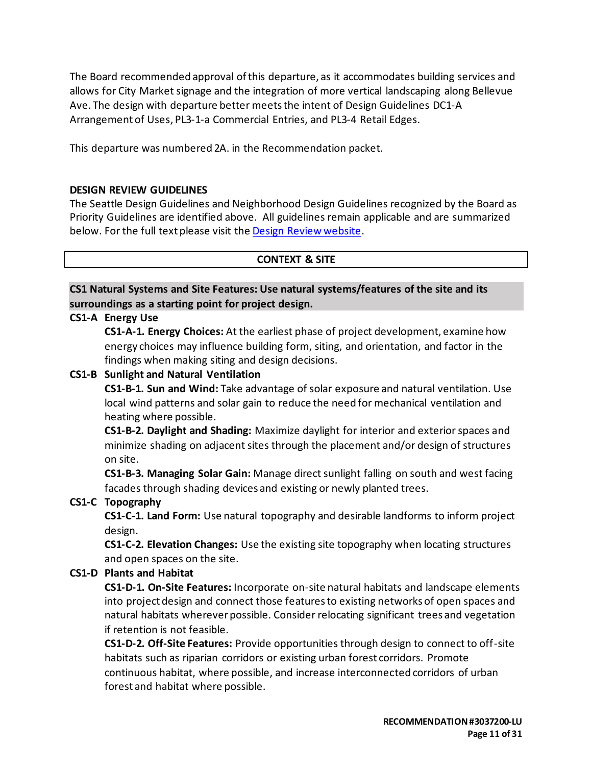The Board recommended approval of this departure, as it accommodates building services and allows for City Market signage and the integration of more vertical landscaping along Bellevue Ave. The design with departure better meets the intent of Design Guidelines DC1-A Arrangement of Uses, PL3-1-a Commercial Entries, and PL3-4 Retail Edges.

This departure was numbered 2A. in the Recommendation packet.

## DESIGN REVIEW GUIDELINES

The Seattle Design Guidelines and Neighborhood Design Guidelines recognized by the Board as Priority Guidelines are identified above. All guidelines remain applicable and are summarized below. For the full text please visit the [Design Review website](Design Review website).

### CONTEXT & SITE

**CS1 Natural Systems and Site Features: Use natural systems/features of the site and its surroundings as a starting point for project design.**

**CS1-A Energy Use**

**CS1-A-1. Energy Choices:** At the earliest phase of project development, examine how energy choices may influence building form, siting, and orientation, and factor in the findings when making siting and design decisions.

**CS1-B Sunlight and Natural Ventilation**

**CS1-B-1. Sun and Wind:** Take advantage of solar exposure and natural ventilation. Use local wind patterns and solar gain to reduce the need for mechanical ventilation and heating where possible.

**CS1-B-2. Daylight and Shading:** Maximize daylight for interior and exterior spaces and minimize shading on adjacent sites through the placement and/or design of structures on site.

**CS1-B-3. Managing Solar Gain:** Manage direct sunlight falling on south and west facing facades through shading devices and existing or newly planted trees.

**CS1-C Topography**

**CS1-C-1. Land Form:** Use natural topography and desirable landforms to inform project design.

**CS1-C-2. Elevation Changes:** Use the existing site topography when locating structures and open spaces on the site.

**CS1-D Plants and Habitat**

**CS1-D-1. On-Site Features:** Incorporate on-site natural habitats and landscape elements into project design and connect those features to existing networks of open spaces and natural habitats wherever possible. Consider relocating significant trees and vegetation if retention is not feasible.

**CS1-D-2. Off-Site Features:** Provide opportunities through design to connect to off-site habitats such as riparian corridors or existing urban forest corridors. Promote continuous habitat, where possible, and increase interconnected corridors of urban forest and habitat where possible.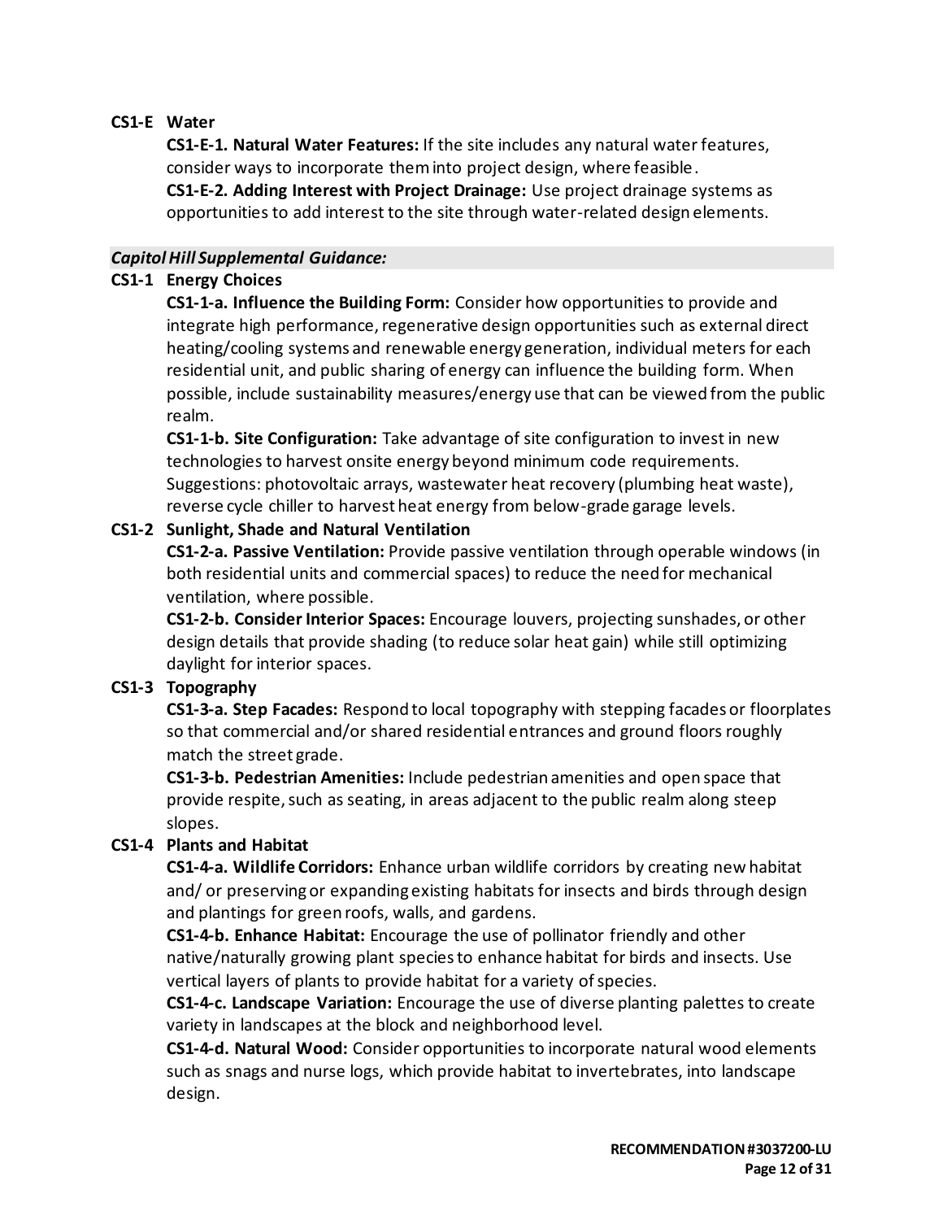**CS1-E Water**

**CS1-E-1. Natural Water Features:** If the site includes any natural water features, consider ways to incorporate them into project design, where feasible.

**CS1-E-2. Adding Interest with Project Drainage:** Use project drainage systems as opportunities to add interest to the site through water-related design elements.

***Capitol Hill Supplemental Guidance:***

**CS1-1 Energy Choices**

**CS1-1-a. Influence the Building Form:** Consider how opportunities to provide and integrate high performance, regenerative design opportunities such as external direct heating/cooling systems and renewable energy generation, individual meters for each residential unit, and public sharing of energy can influence the building form. When possible, include sustainability measures/energy use that can be viewed from the public realm.

**CS1-1-b. Site Configuration:** Take advantage of site configuration to invest in new technologies to harvest onsite energy beyond minimum code requirements. Suggestions: photovoltaic arrays, wastewater heat recovery (plumbing heat waste), reverse cycle chiller to harvest heat energy from below-grade garage levels.

**CS1-2 Sunlight, Shade and Natural Ventilation**

**CS1-2-a. Passive Ventilation:** Provide passive ventilation through operable windows (in both residential units and commercial spaces) to reduce the need for mechanical ventilation, where possible.

**CS1-2-b. Consider Interior Spaces:** Encourage louvers, projecting sunshades, or other design details that provide shading (to reduce solar heat gain) while still optimizing daylight for interior spaces.

**CS1-3 Topography**

**CS1-3-a. Step Facades:** Respond to local topography with stepping facades or floorplates so that commercial and/or shared residential entrances and ground floors roughly match the street grade.

**CS1-3-b. Pedestrian Amenities:** Include pedestrian amenities and open space that provide respite, such as seating, in areas adjacent to the public realm along steep slopes.

**CS1-4 Plants and Habitat**

**CS1-4-a. Wildlife Corridors:** Enhance urban wildlife corridors by creating new habitat and/ or preserving or expanding existing habitats for insects and birds through design and plantings for green roofs, walls, and gardens.

**CS1-4-b. Enhance Habitat:** Encourage the use of pollinator friendly and other native/naturally growing plant species to enhance habitat for birds and insects. Use vertical layers of plants to provide habitat for a variety of species.

**CS1-4-c. Landscape Variation:** Encourage the use of diverse planting palettes to create variety in landscapes at the block and neighborhood level.

**CS1-4-d. Natural Wood:** Consider opportunities to incorporate natural wood elements such as snags and nurse logs, which provide habitat to invertebrates, into landscape design.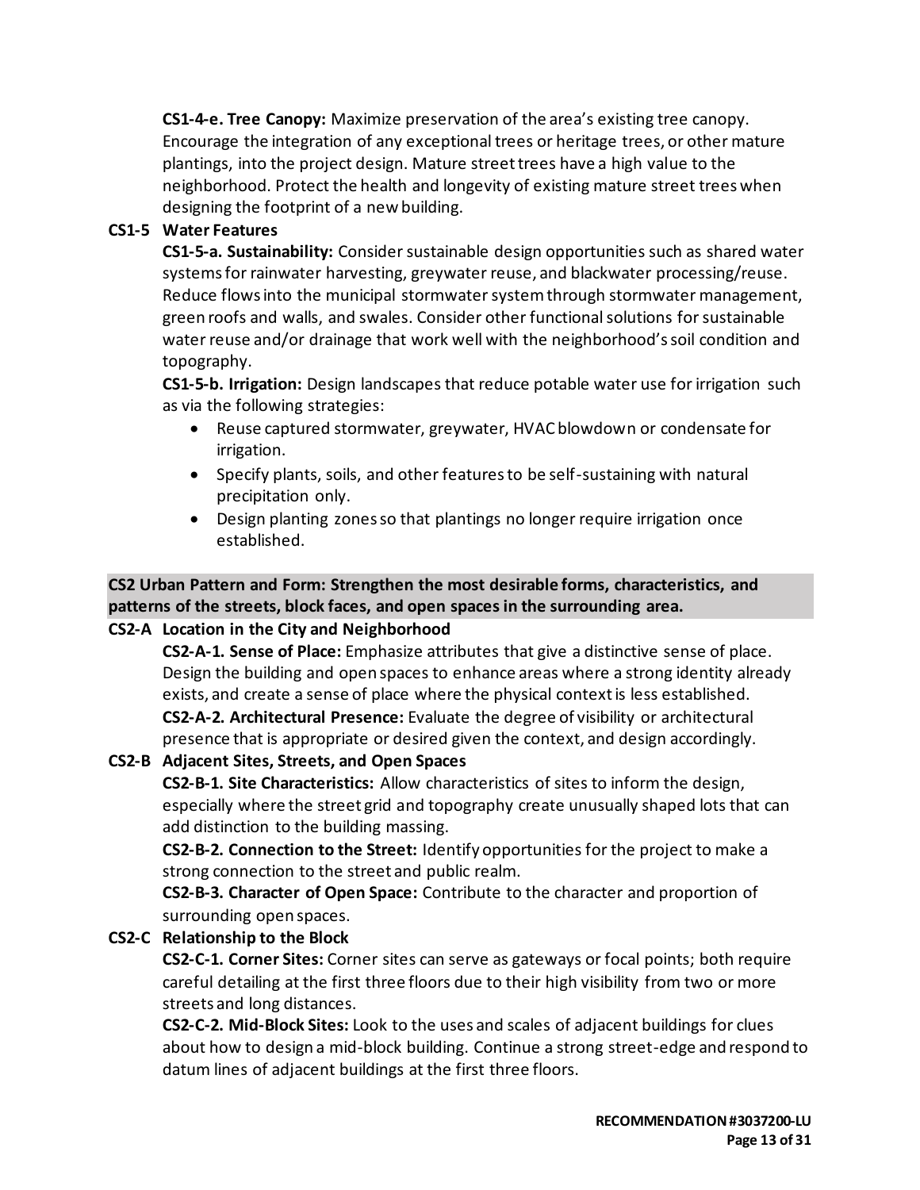**CS1-4-e. Tree Canopy:** Maximize preservation of the area's existing tree canopy. Encourage the integration of any exceptional trees or heritage trees, or other mature plantings, into the project design. Mature street trees have a high value to the neighborhood. Protect the health and longevity of existing mature street trees when designing the footprint of a new building.

**CS1-5 Water Features**

**CS1-5-a. Sustainability:** Consider sustainable design opportunities such as shared water systems for rainwater harvesting, greywater reuse, and blackwater processing/reuse. Reduce flows into the municipal stormwater system through stormwater management, green roofs and walls, and swales. Consider other functional solutions for sustainable water reuse and/or drainage that work well with the neighborhood's soil condition and topography.

**CS1-5-b. Irrigation:** Design landscapes that reduce potable water use for irrigation such as via the following strategies:

- Reuse captured stormwater, greywater, HVAC blowdown or condensate for irrigation.
- Specify plants, soils, and other features to be self-sustaining with natural precipitation only.
- Design planting zones so that plantings no longer require irrigation once established.

**CS2 Urban Pattern and Form: Strengthen the most desirable forms, characteristics, and patterns of the streets, block faces, and open spaces in the surrounding area.**

**CS2-A Location in the City and Neighborhood**

**CS2-A-1. Sense of Place:** Emphasize attributes that give a distinctive sense of place. Design the building and open spaces to enhance areas where a strong identity already exists, and create a sense of place where the physical context is less established.

**CS2-A-2. Architectural Presence:** Evaluate the degree of visibility or architectural presence that is appropriate or desired given the context, and design accordingly.

**CS2-B Adjacent Sites, Streets, and Open Spaces**

**CS2-B-1. Site Characteristics:** Allow characteristics of sites to inform the design, especially where the street grid and topography create unusually shaped lots that can add distinction to the building massing.

**CS2-B-2. Connection to the Street:** Identify opportunities for the project to make a strong connection to the street and public realm.

**CS2-B-3. Character of Open Space:** Contribute to the character and proportion of surrounding open spaces.

**CS2-C Relationship to the Block**

**CS2-C-1. Corner Sites:** Corner sites can serve as gateways or focal points; both require careful detailing at the first three floors due to their high visibility from two or more streets and long distances.

**CS2-C-2. Mid-Block Sites:** Look to the uses and scales of adjacent buildings for clues about how to design a mid-block building. Continue a strong street-edge and respond to datum lines of adjacent buildings at the first three floors.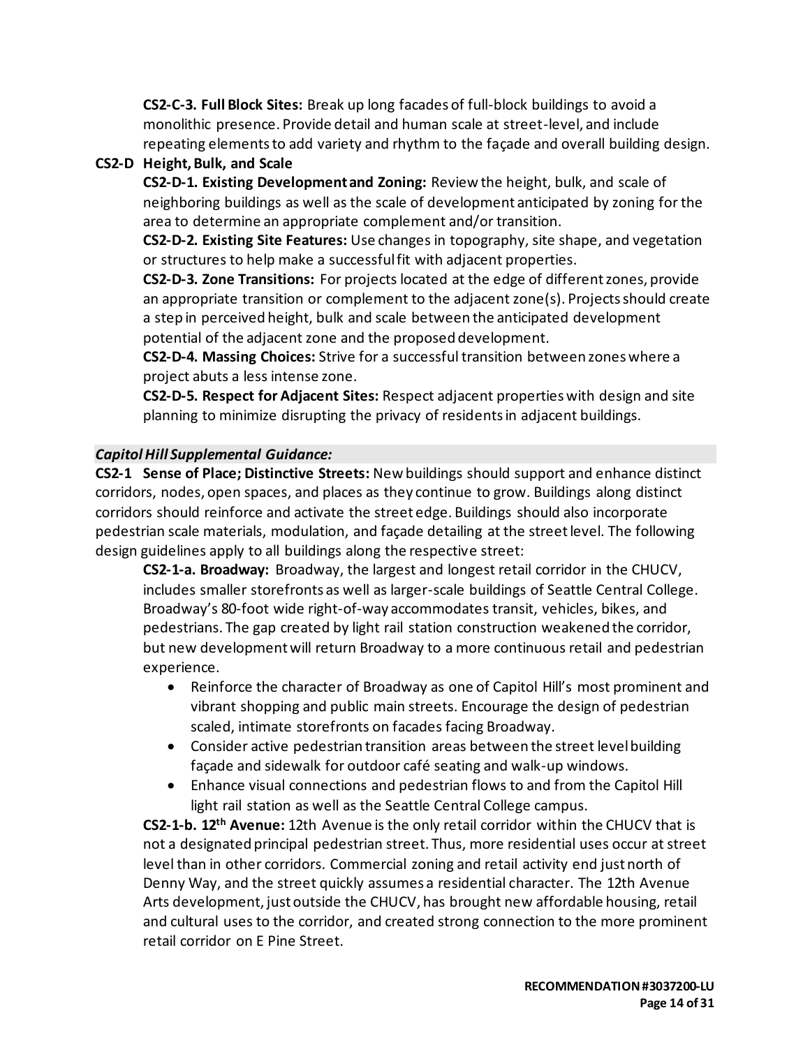**CS2-C-3. Full Block Sites:** Break up long facades of full-block buildings to avoid a monolithic presence. Provide detail and human scale at street-level, and include repeating elements to add variety and rhythm to the façade and overall building design.

**CS2-D Height, Bulk, and Scale**

**CS2-D-1. Existing Development and Zoning:** Review the height, bulk, and scale of neighboring buildings as well as the scale of development anticipated by zoning for the area to determine an appropriate complement and/or transition.

**CS2-D-2. Existing Site Features:** Use changes in topography, site shape, and vegetation or structures to help make a successful fit with adjacent properties.

**CS2-D-3. Zone Transitions:** For projects located at the edge of different zones, provide an appropriate transition or complement to the adjacent zone(s). Projects should create a step in perceived height, bulk and scale between the anticipated development potential of the adjacent zone and the proposed development.

**CS2-D-4. Massing Choices:** Strive for a successful transition between zones where a project abuts a less intense zone.

**CS2-D-5. Respect for Adjacent Sites:** Respect adjacent properties with design and site planning to minimize disrupting the privacy of residents in adjacent buildings.

***Capitol Hill Supplemental Guidance:***

**CS2-1 Sense of Place; Distinctive Streets:** New buildings should support and enhance distinct corridors, nodes, open spaces, and places as they continue to grow. Buildings along distinct corridors should reinforce and activate the street edge. Buildings should also incorporate pedestrian scale materials, modulation, and façade detailing at the street level. The following design guidelines apply to all buildings along the respective street:

**CS2-1-a. Broadway:** Broadway, the largest and longest retail corridor in the CHUCV, includes smaller storefronts as well as larger-scale buildings of Seattle Central College. Broadway's 80-foot wide right-of-way accommodates transit, vehicles, bikes, and pedestrians. The gap created by light rail station construction weakened the corridor, but new development will return Broadway to a more continuous retail and pedestrian experience.

- Reinforce the character of Broadway as one of Capitol Hill's most prominent and vibrant shopping and public main streets. Encourage the design of pedestrian scaled, intimate storefronts on facades facing Broadway.
- Consider active pedestrian transition areas between the street level building façade and sidewalk for outdoor café seating and walk-up windows.
- Enhance visual connections and pedestrian flows to and from the Capitol Hill light rail station as well as the Seattle Central College campus.

**CS2-1-b. 12th Avenue:** 12th Avenue is the only retail corridor within the CHUCV that is not a designated principal pedestrian street. Thus, more residential uses occur at street level than in other corridors. Commercial zoning and retail activity end just north of Denny Way, and the street quickly assumes a residential character. The 12th Avenue Arts development, just outside the CHUCV, has brought new affordable housing, retail and cultural uses to the corridor, and created strong connection to the more prominent retail corridor on E Pine Street.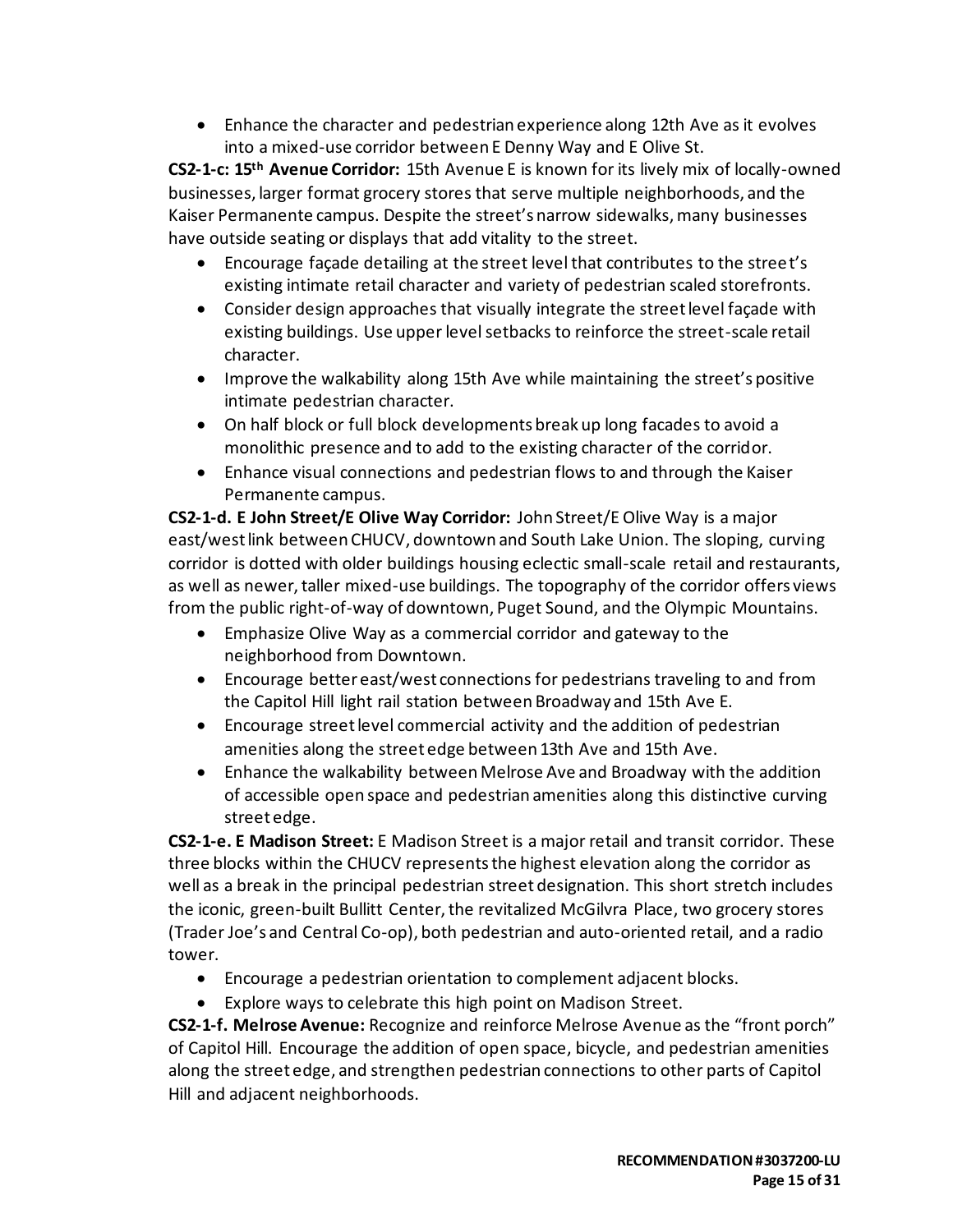- Enhance the character and pedestrian experience along 12th Ave as it evolves into a mixed-use corridor between E Denny Way and E Olive St.

**CS2-1-c: 15th Avenue Corridor:** 15th Avenue E is known for its lively mix of locally-owned businesses, larger format grocery stores that serve multiple neighborhoods, and the Kaiser Permanente campus. Despite the street's narrow sidewalks, many businesses have outside seating or displays that add vitality to the street.

- Encourage façade detailing at the street level that contributes to the street's existing intimate retail character and variety of pedestrian scaled storefronts.
- Consider design approaches that visually integrate the street level façade with existing buildings. Use upper level setbacks to reinforce the street-scale retail character.
- Improve the walkability along 15th Ave while maintaining the street's positive intimate pedestrian character.
- On half block or full block developments break up long facades to avoid a monolithic presence and to add to the existing character of the corridor.
- Enhance visual connections and pedestrian flows to and through the Kaiser Permanente campus.

**CS2-1-d. E John Street/E Olive Way Corridor:** John Street/E Olive Way is a major east/west link between CHUCV, downtown and South Lake Union. The sloping, curving corridor is dotted with older buildings housing eclectic small-scale retail and restaurants, as well as newer, taller mixed-use buildings. The topography of the corridor offers views from the public right-of-way of downtown, Puget Sound, and the Olympic Mountains.

- Emphasize Olive Way as a commercial corridor and gateway to the neighborhood from Downtown.
- Encourage better east/west connections for pedestrians traveling to and from the Capitol Hill light rail station between Broadway and 15th Ave E.
- Encourage street level commercial activity and the addition of pedestrian amenities along the street edge between 13th Ave and 15th Ave.
- Enhance the walkability between Melrose Ave and Broadway with the addition of accessible open space and pedestrian amenities along this distinctive curving street edge.

**CS2-1-e. E Madison Street:** E Madison Street is a major retail and transit corridor. These three blocks within the CHUCV represents the highest elevation along the corridor as well as a break in the principal pedestrian street designation. This short stretch includes the iconic, green-built Bullitt Center, the revitalized McGilvra Place, two grocery stores (Trader Joe's and Central Co-op), both pedestrian and auto-oriented retail, and a radio tower.

- Encourage a pedestrian orientation to complement adjacent blocks.
- Explore ways to celebrate this high point on Madison Street.

**CS2-1-f. Melrose Avenue:** Recognize and reinforce Melrose Avenue as the "front porch" of Capitol Hill. Encourage the addition of open space, bicycle, and pedestrian amenities along the street edge, and strengthen pedestrian connections to other parts of Capitol Hill and adjacent neighborhoods.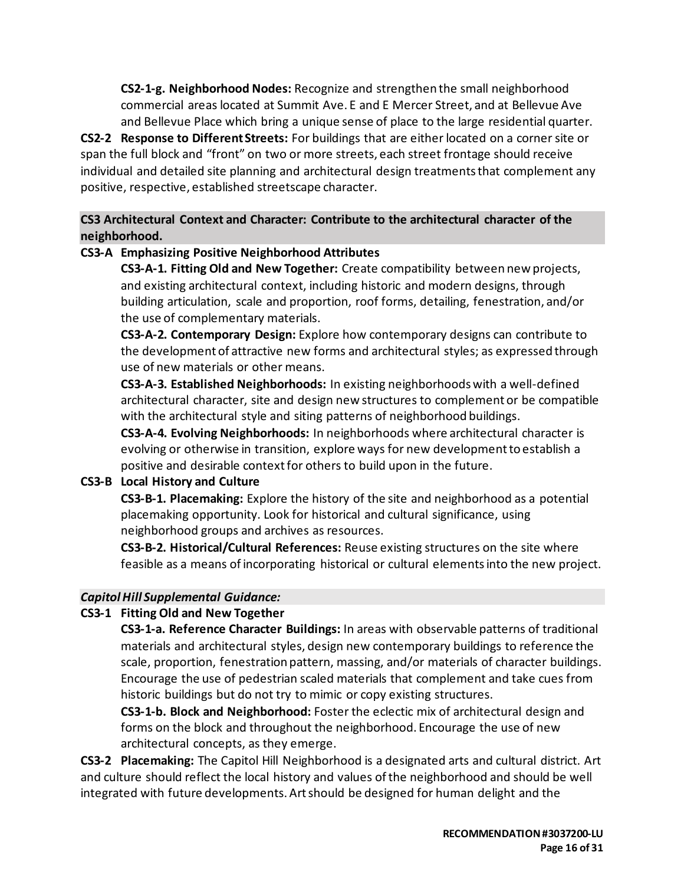**CS2-1-g. Neighborhood Nodes:** Recognize and strengthen the small neighborhood commercial areas located at Summit Ave. E and E Mercer Street, and at Bellevue Ave and Bellevue Place which bring a unique sense of place to the large residential quarter.

**CS2-2 Response to Different Streets:** For buildings that are either located on a corner site or span the full block and "front" on two or more streets, each street frontage should receive individual and detailed site planning and architectural design treatments that complement any positive, respective, established streetscape character.

**CS3 Architectural Context and Character: Contribute to the architectural character of the neighborhood.**

**CS3-A Emphasizing Positive Neighborhood Attributes**

**CS3-A-1. Fitting Old and New Together:** Create compatibility between new projects, and existing architectural context, including historic and modern designs, through building articulation, scale and proportion, roof forms, detailing, fenestration, and/or the use of complementary materials.

**CS3-A-2. Contemporary Design:** Explore how contemporary designs can contribute to the development of attractive new forms and architectural styles; as expressed through use of new materials or other means.

**CS3-A-3. Established Neighborhoods:** In existing neighborhoods with a well-defined architectural character, site and design new structures to complement or be compatible with the architectural style and siting patterns of neighborhood buildings.

**CS3-A-4. Evolving Neighborhoods:** In neighborhoods where architectural character is evolving or otherwise in transition, explore ways for new development to establish a positive and desirable context for others to build upon in the future.

**CS3-B Local History and Culture**

**CS3-B-1. Placemaking:** Explore the history of the site and neighborhood as a potential placemaking opportunity. Look for historical and cultural significance, using neighborhood groups and archives as resources.

**CS3-B-2. Historical/Cultural References:** Reuse existing structures on the site where feasible as a means of incorporating historical or cultural elements into the new project.

***Capitol Hill Supplemental Guidance:***

**CS3-1 Fitting Old and New Together**

**CS3-1-a. Reference Character Buildings:** In areas with observable patterns of traditional materials and architectural styles, design new contemporary buildings to reference the scale, proportion, fenestration pattern, massing, and/or materials of character buildings. Encourage the use of pedestrian scaled materials that complement and take cues from historic buildings but do not try to mimic or copy existing structures.

**CS3-1-b. Block and Neighborhood:** Foster the eclectic mix of architectural design and forms on the block and throughout the neighborhood. Encourage the use of new architectural concepts, as they emerge.

**CS3-2 Placemaking:** The Capitol Hill Neighborhood is a designated arts and cultural district. Art and culture should reflect the local history and values of the neighborhood and should be well integrated with future developments. Art should be designed for human delight and the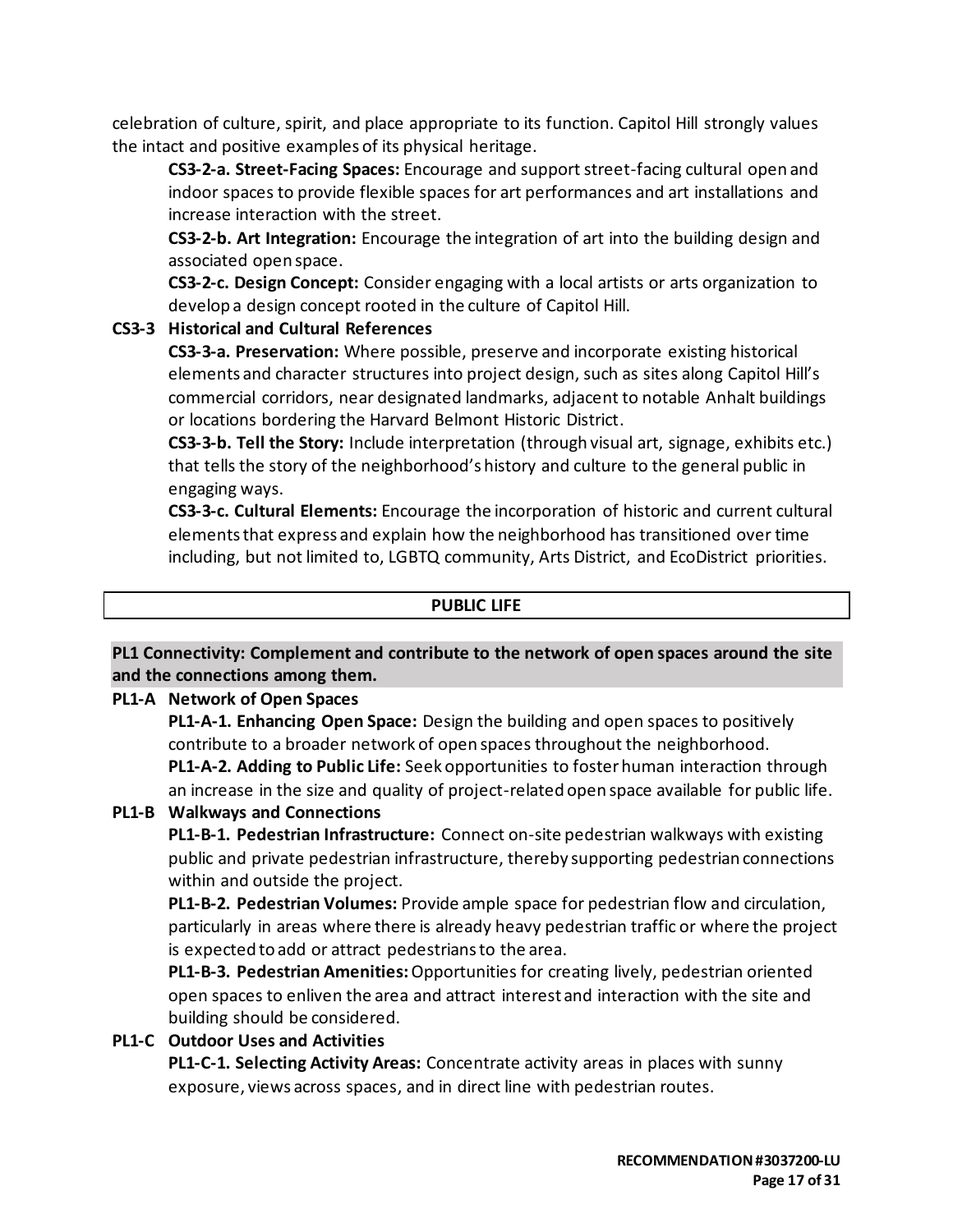celebration of culture, spirit, and place appropriate to its function. Capitol Hill strongly values the intact and positive examples of its physical heritage.

**CS3-2-a. Street-Facing Spaces:** Encourage and support street-facing cultural open and indoor spaces to provide flexible spaces for art performances and art installations and increase interaction with the street.

**CS3-2-b. Art Integration:** Encourage the integration of art into the building design and associated open space.

**CS3-2-c. Design Concept:** Consider engaging with a local artists or arts organization to develop a design concept rooted in the culture of Capitol Hill.

**CS3-3 Historical and Cultural References**

**CS3-3-a. Preservation:** Where possible, preserve and incorporate existing historical elements and character structures into project design, such as sites along Capitol Hill's commercial corridors, near designated landmarks, adjacent to notable Anhalt buildings or locations bordering the Harvard Belmont Historic District.

**CS3-3-b. Tell the Story:** Include interpretation (through visual art, signage, exhibits etc.) that tells the story of the neighborhood's history and culture to the general public in engaging ways.

**CS3-3-c. Cultural Elements:** Encourage the incorporation of historic and current cultural elements that express and explain how the neighborhood has transitioned over time including, but not limited to, LGBTQ community, Arts District, and EcoDistrict priorities.

## PUBLIC LIFE

### PL1 Connectivity: Complement and contribute to the network of open spaces around the site and the connections among them.

**PL1-A Network of Open Spaces**

**PL1-A-1. Enhancing Open Space:** Design the building and open spaces to positively contribute to a broader network of open spaces throughout the neighborhood.

**PL1-A-2. Adding to Public Life:** Seek opportunities to foster human interaction through an increase in the size and quality of project-related open space available for public life.

**PL1-B Walkways and Connections**

**PL1-B-1. Pedestrian Infrastructure:** Connect on-site pedestrian walkways with existing public and private pedestrian infrastructure, thereby supporting pedestrian connections within and outside the project.

**PL1-B-2. Pedestrian Volumes:** Provide ample space for pedestrian flow and circulation, particularly in areas where there is already heavy pedestrian traffic or where the project is expected to add or attract pedestrians to the area.

**PL1-B-3. Pedestrian Amenities:** Opportunities for creating lively, pedestrian oriented open spaces to enliven the area and attract interest and interaction with the site and building should be considered.

**PL1-C Outdoor Uses and Activities**

**PL1-C-1. Selecting Activity Areas:** Concentrate activity areas in places with sunny exposure, views across spaces, and in direct line with pedestrian routes.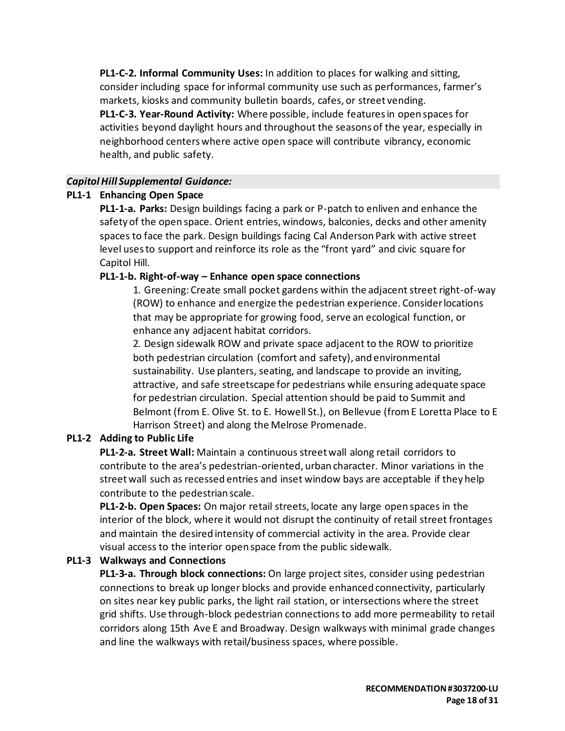**PL1-C-2. Informal Community Uses:** In addition to places for walking and sitting, consider including space for informal community use such as performances, farmer's markets, kiosks and community bulletin boards, cafes, or street vending.

**PL1-C-3. Year-Round Activity:** Where possible, include features in open spaces for activities beyond daylight hours and throughout the seasons of the year, especially in neighborhood centers where active open space will contribute vibrancy, economic health, and public safety.

***Capitol Hill Supplemental Guidance:***

**PL1-1 Enhancing Open Space**

**PL1-1-a. Parks:** Design buildings facing a park or P-patch to enliven and enhance the safety of the open space. Orient entries, windows, balconies, decks and other amenity spaces to face the park. Design buildings facing Cal Anderson Park with active street level uses to support and reinforce its role as the "front yard" and civic square for Capitol Hill.

**PL1-1-b. Right-of-way – Enhance open space connections**

1. Greening: Create small pocket gardens within the adjacent street right-of-way (ROW) to enhance and energize the pedestrian experience. Consider locations that may be appropriate for growing food, serve an ecological function, or enhance any adjacent habitat corridors.
2. Design sidewalk ROW and private space adjacent to the ROW to prioritize both pedestrian circulation (comfort and safety), and environmental sustainability. Use planters, seating, and landscape to provide an inviting, attractive, and safe streetscape for pedestrians while ensuring adequate space for pedestrian circulation. Special attention should be paid to Summit and Belmont (from E. Olive St. to E. Howell St.), on Bellevue (from E Loretta Place to E Harrison Street) and along the Melrose Promenade.

**PL1-2 Adding to Public Life**

**PL1-2-a. Street Wall:** Maintain a continuous street wall along retail corridors to contribute to the area's pedestrian-oriented, urban character. Minor variations in the street wall such as recessed entries and inset window bays are acceptable if they help contribute to the pedestrian scale.

**PL1-2-b. Open Spaces:** On major retail streets, locate any large open spaces in the interior of the block, where it would not disrupt the continuity of retail street frontages and maintain the desired intensity of commercial activity in the area. Provide clear visual access to the interior open space from the public sidewalk.

**PL1-3 Walkways and Connections**

**PL1-3-a. Through block connections:** On large project sites, consider using pedestrian connections to break up longer blocks and provide enhanced connectivity, particularly on sites near key public parks, the light rail station, or intersections where the street grid shifts. Use through-block pedestrian connections to add more permeability to retail corridors along 15th Ave E and Broadway. Design walkways with minimal grade changes and line the walkways with retail/business spaces, where possible.

**RECOMMENDATION #3037200-LU**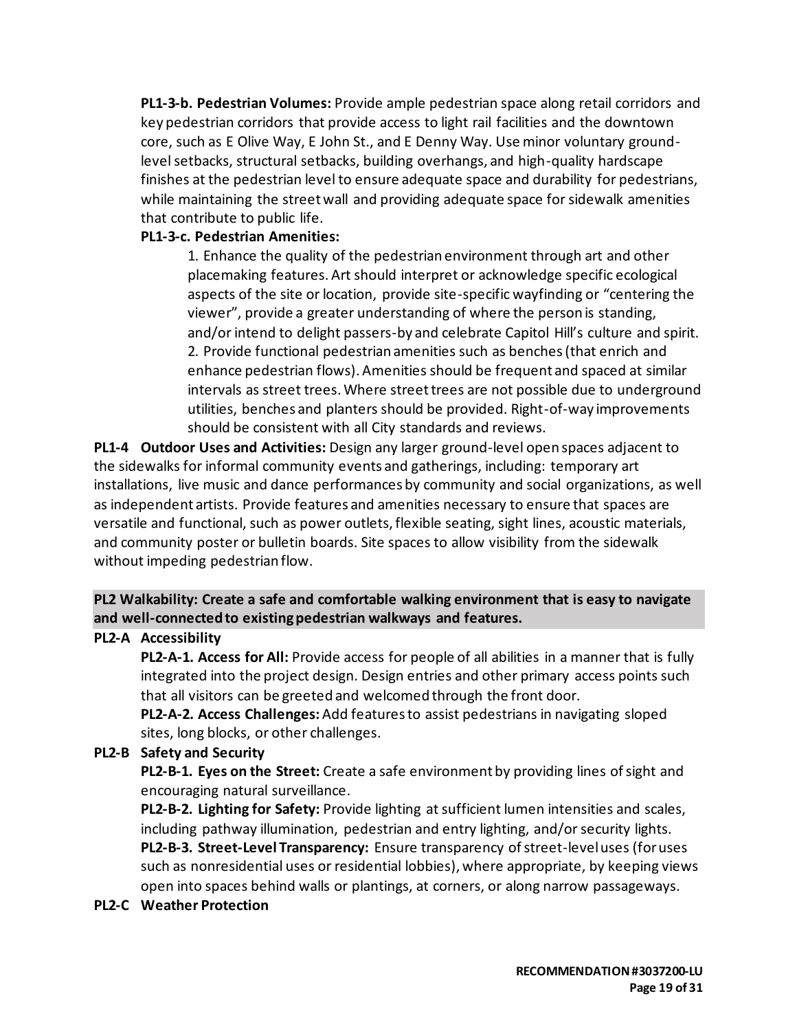**PL1-3-b. Pedestrian Volumes:** Provide ample pedestrian space along retail corridors and key pedestrian corridors that provide access to light rail facilities and the downtown core, such as E Olive Way, E John St., and E Denny Way. Use minor voluntary ground-level setbacks, structural setbacks, building overhangs, and high-quality hardscape finishes at the pedestrian level to ensure adequate space and durability for pedestrians, while maintaining the street wall and providing adequate space for sidewalk amenities that contribute to public life.

**PL1-3-c. Pedestrian Amenities:**

1. Enhance the quality of the pedestrian environment through art and other placemaking features. Art should interpret or acknowledge specific ecological aspects of the site or location, provide site-specific wayfinding or "centering the viewer", provide a greater understanding of where the person is standing, and/or intend to delight passers-by and celebrate Capitol Hill's culture and spirit.
2. Provide functional pedestrian amenities such as benches (that enrich and enhance pedestrian flows). Amenities should be frequent and spaced at similar intervals as street trees. Where street trees are not possible due to underground utilities, benches and planters should be provided. Right-of-way improvements should be consistent with all City standards and reviews.

**PL1-4 Outdoor Uses and Activities:** Design any larger ground-level open spaces adjacent to the sidewalks for informal community events and gatherings, including: temporary art installations, live music and dance performances by community and social organizations, as well as independent artists. Provide features and amenities necessary to ensure that spaces are versatile and functional, such as power outlets, flexible seating, sight lines, acoustic materials, and community poster or bulletin boards. Site spaces to allow visibility from the sidewalk without impeding pedestrian flow.

**PL2 Walkability: Create a safe and comfortable walking environment that is easy to navigate and well-connected to existing pedestrian walkways and features.**

**PL2-A Accessibility**

**PL2-A-1. Access for All:** Provide access for people of all abilities in a manner that is fully integrated into the project design. Design entries and other primary access points such that all visitors can be greeted and welcomed through the front door.

**PL2-A-2. Access Challenges:** Add features to assist pedestrians in navigating sloped sites, long blocks, or other challenges.

**PL2-B Safety and Security**

**PL2-B-1. Eyes on the Street:** Create a safe environment by providing lines of sight and encouraging natural surveillance.

**PL2-B-2. Lighting for Safety:** Provide lighting at sufficient lumen intensities and scales, including pathway illumination, pedestrian and entry lighting, and/or security lights.

**PL2-B-3. Street-Level Transparency:** Ensure transparency of street-level uses (for uses such as nonresidential uses or residential lobbies), where appropriate, by keeping views open into spaces behind walls or plantings, at corners, or along narrow passageways.

**PL2-C Weather Protection**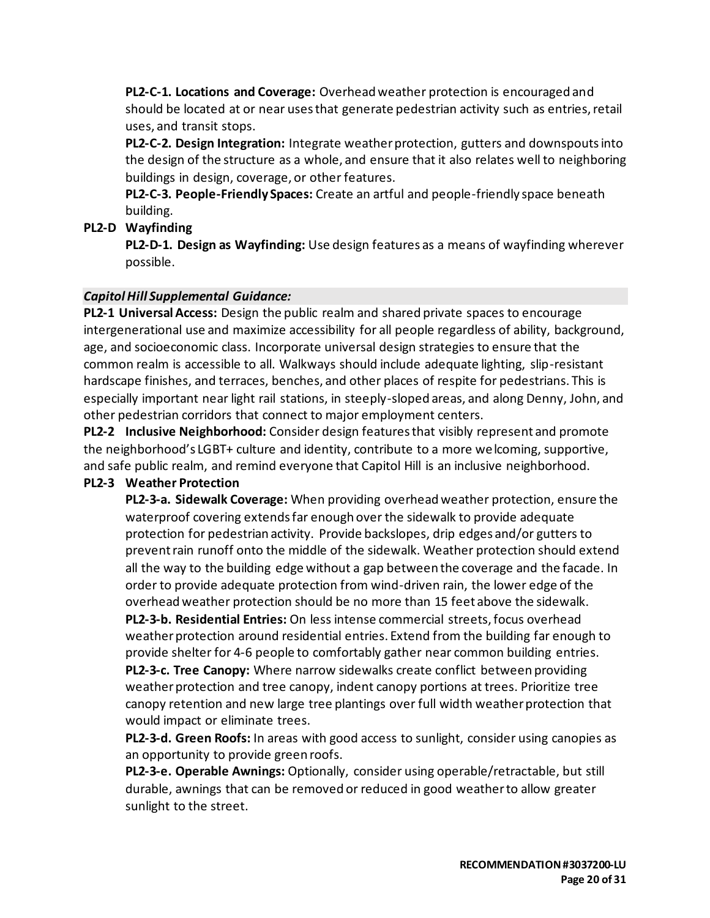**PL2-C-1. Locations and Coverage:** Overhead weather protection is encouraged and should be located at or near uses that generate pedestrian activity such as entries, retail uses, and transit stops.

**PL2-C-2. Design Integration:** Integrate weather protection, gutters and downspouts into the design of the structure as a whole, and ensure that it also relates well to neighboring buildings in design, coverage, or other features.

**PL2-C-3. People-Friendly Spaces:** Create an artful and people-friendly space beneath building.

**PL2-D Wayfinding**

**PL2-D-1. Design as Wayfinding:** Use design features as a means of wayfinding wherever possible.

***Capitol Hill Supplemental Guidance:***

**PL2-1 Universal Access:** Design the public realm and shared private spaces to encourage intergenerational use and maximize accessibility for all people regardless of ability, background, age, and socioeconomic class. Incorporate universal design strategies to ensure that the common realm is accessible to all. Walkways should include adequate lighting, slip-resistant hardscape finishes, and terraces, benches, and other places of respite for pedestrians. This is especially important near light rail stations, in steeply-sloped areas, and along Denny, John, and other pedestrian corridors that connect to major employment centers.

**PL2-2 Inclusive Neighborhood:** Consider design features that visibly represent and promote the neighborhood's LGBT+ culture and identity, contribute to a more welcoming, supportive, and safe public realm, and remind everyone that Capitol Hill is an inclusive neighborhood.

**PL2-3 Weather Protection**

**PL2-3-a. Sidewalk Coverage:** When providing overhead weather protection, ensure the waterproof covering extends far enough over the sidewalk to provide adequate protection for pedestrian activity. Provide backslopes, drip edges and/or gutters to prevent rain runoff onto the middle of the sidewalk. Weather protection should extend all the way to the building edge without a gap between the coverage and the facade. In order to provide adequate protection from wind-driven rain, the lower edge of the overhead weather protection should be no more than 15 feet above the sidewalk.

**PL2-3-b. Residential Entries:** On less intense commercial streets, focus overhead weather protection around residential entries. Extend from the building far enough to provide shelter for 4-6 people to comfortably gather near common building entries.

**PL2-3-c. Tree Canopy:** Where narrow sidewalks create conflict between providing weather protection and tree canopy, indent canopy portions at trees. Prioritize tree canopy retention and new large tree plantings over full width weather protection that would impact or eliminate trees.

**PL2-3-d. Green Roofs:** In areas with good access to sunlight, consider using canopies as an opportunity to provide green roofs.

**PL2-3-e. Operable Awnings:** Optionally, consider using operable/retractable, but still durable, awnings that can be removed or reduced in good weather to allow greater sunlight to the street.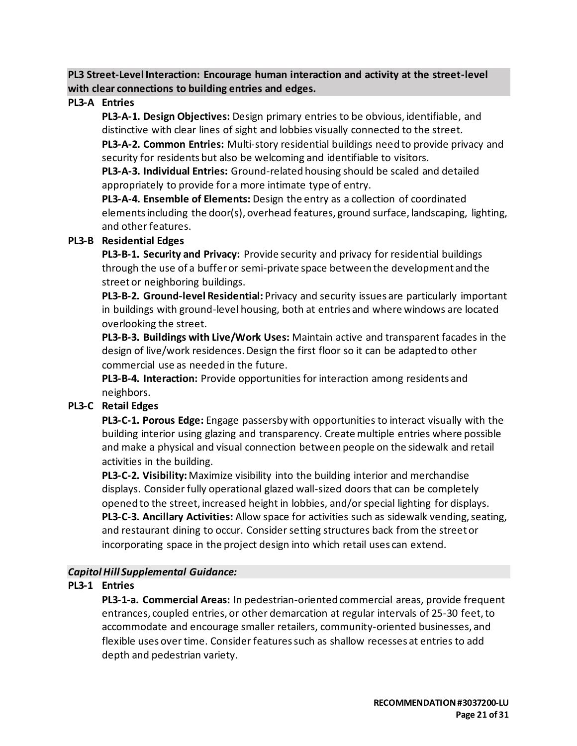**PL3 Street-Level Interaction: Encourage human interaction and activity at the street-level with clear connections to building entries and edges.**

**PL3-A Entries**

**PL3-A-1. Design Objectives:** Design primary entries to be obvious, identifiable, and distinctive with clear lines of sight and lobbies visually connected to the street.

**PL3-A-2. Common Entries:** Multi-story residential buildings need to provide privacy and security for residents but also be welcoming and identifiable to visitors.

**PL3-A-3. Individual Entries:** Ground-related housing should be scaled and detailed appropriately to provide for a more intimate type of entry.

**PL3-A-4. Ensemble of Elements:** Design the entry as a collection of coordinated elements including the door(s), overhead features, ground surface, landscaping, lighting, and other features.

**PL3-B Residential Edges**

**PL3-B-1. Security and Privacy:** Provide security and privacy for residential buildings through the use of a buffer or semi-private space between the development and the street or neighboring buildings.

**PL3-B-2. Ground-level Residential:** Privacy and security issues are particularly important in buildings with ground-level housing, both at entries and where windows are located overlooking the street.

**PL3-B-3. Buildings with Live/Work Uses:** Maintain active and transparent facades in the design of live/work residences. Design the first floor so it can be adapted to other commercial use as needed in the future.

**PL3-B-4. Interaction:** Provide opportunities for interaction among residents and neighbors.

**PL3-C Retail Edges**

**PL3-C-1. Porous Edge:** Engage passersby with opportunities to interact visually with the building interior using glazing and transparency. Create multiple entries where possible and make a physical and visual connection between people on the sidewalk and retail activities in the building.

**PL3-C-2. Visibility:** Maximize visibility into the building interior and merchandise displays. Consider fully operational glazed wall-sized doors that can be completely opened to the street, increased height in lobbies, and/or special lighting for displays.

**PL3-C-3. Ancillary Activities:** Allow space for activities such as sidewalk vending, seating, and restaurant dining to occur. Consider setting structures back from the street or incorporating space in the project design into which retail uses can extend.

***Capitol Hill Supplemental Guidance:***

**PL3-1 Entries**

**PL3-1-a. Commercial Areas:** In pedestrian-oriented commercial areas, provide frequent entrances, coupled entries, or other demarcation at regular intervals of 25-30 feet, to accommodate and encourage smaller retailers, community-oriented businesses, and flexible uses over time. Consider features such as shallow recesses at entries to add depth and pedestrian variety.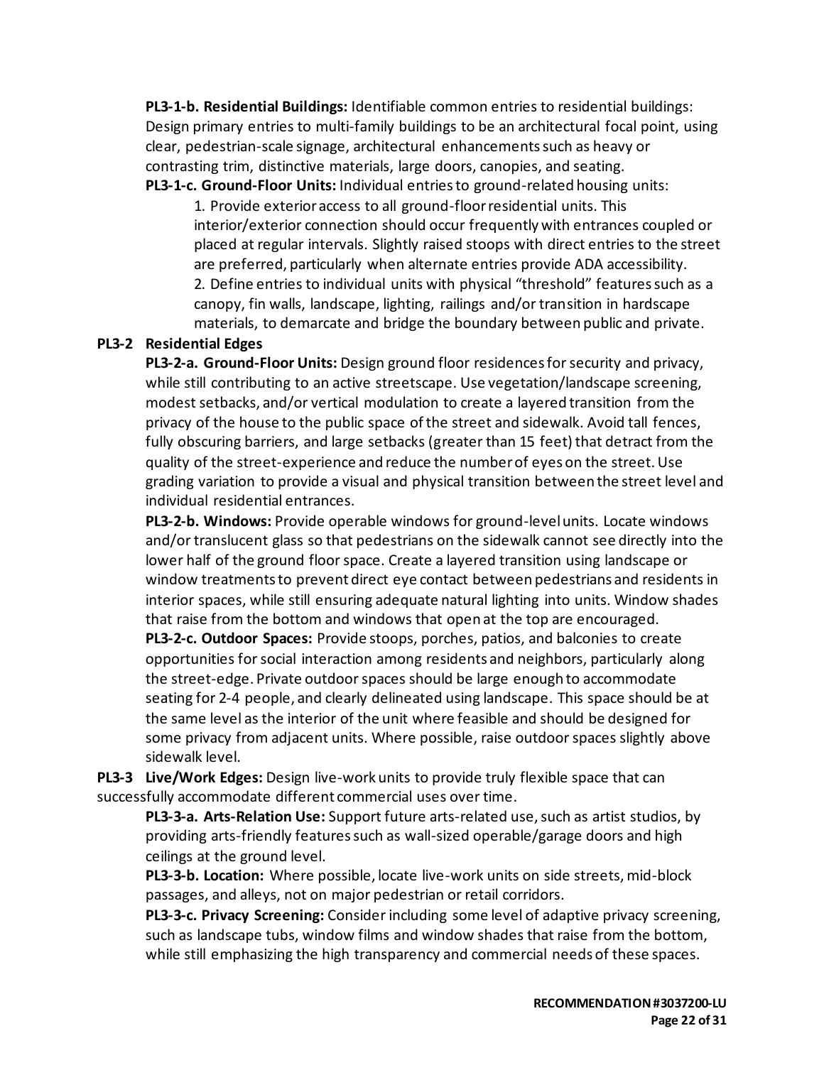**PL3-1-b. Residential Buildings:** Identifiable common entries to residential buildings: Design primary entries to multi-family buildings to be an architectural focal point, using clear, pedestrian-scale signage, architectural enhancements such as heavy or contrasting trim, distinctive materials, large doors, canopies, and seating.

**PL3-1-c. Ground-Floor Units:** Individual entries to ground-related housing units:

1. Provide exterior access to all ground-floor residential units. This interior/exterior connection should occur frequently with entrances coupled or placed at regular intervals. Slightly raised stoops with direct entries to the street are preferred, particularly when alternate entries provide ADA accessibility.
2. Define entries to individual units with physical "threshold" features such as a canopy, fin walls, landscape, lighting, railings and/or transition in hardscape materials, to demarcate and bridge the boundary between public and private.

**PL3-2 Residential Edges**

**PL3-2-a. Ground-Floor Units:** Design ground floor residences for security and privacy, while still contributing to an active streetscape. Use vegetation/landscape screening, modest setbacks, and/or vertical modulation to create a layered transition from the privacy of the house to the public space of the street and sidewalk. Avoid tall fences, fully obscuring barriers, and large setbacks (greater than 15 feet) that detract from the quality of the street-experience and reduce the number of eyes on the street. Use grading variation to provide a visual and physical transition between the street level and individual residential entrances.

**PL3-2-b. Windows:** Provide operable windows for ground-level units. Locate windows and/or translucent glass so that pedestrians on the sidewalk cannot see directly into the lower half of the ground floor space. Create a layered transition using landscape or window treatments to prevent direct eye contact between pedestrians and residents in interior spaces, while still ensuring adequate natural lighting into units. Window shades that raise from the bottom and windows that open at the top are encouraged.

**PL3-2-c. Outdoor Spaces:** Provide stoops, porches, patios, and balconies to create opportunities for social interaction among residents and neighbors, particularly along the street-edge. Private outdoor spaces should be large enough to accommodate seating for 2-4 people, and clearly delineated using landscape. This space should be at the same level as the interior of the unit where feasible and should be designed for some privacy from adjacent units. Where possible, raise outdoor spaces slightly above sidewalk level.

**PL3-3 Live/Work Edges:** Design live-work units to provide truly flexible space that can successfully accommodate different commercial uses over time.

**PL3-3-a. Arts-Relation Use:** Support future arts-related use, such as artist studios, by providing arts-friendly features such as wall-sized operable/garage doors and high ceilings at the ground level.

**PL3-3-b. Location:** Where possible, locate live-work units on side streets, mid-block passages, and alleys, not on major pedestrian or retail corridors.

**PL3-3-c. Privacy Screening:** Consider including some level of adaptive privacy screening, such as landscape tubs, window films and window shades that raise from the bottom, while still emphasizing the high transparency and commercial needs of these spaces.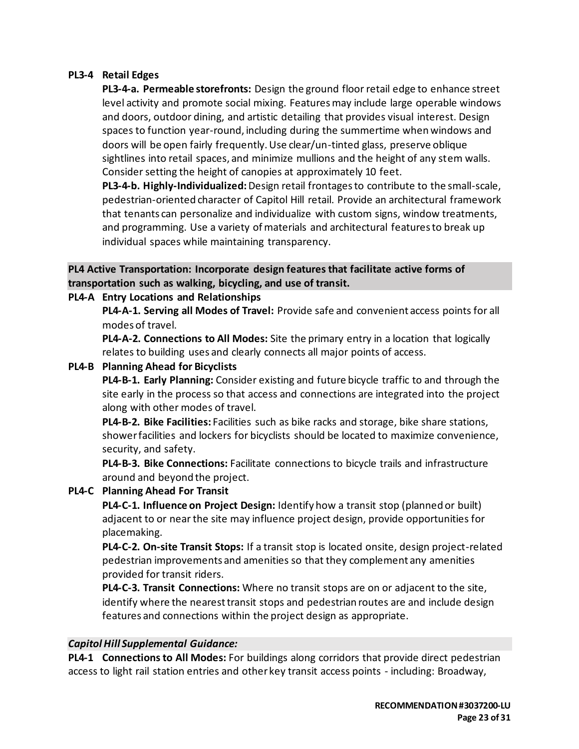**PL3-4 Retail Edges**

**PL3-4-a. Permeable storefronts:** Design the ground floor retail edge to enhance street level activity and promote social mixing. Features may include large operable windows and doors, outdoor dining, and artistic detailing that provides visual interest. Design spaces to function year-round, including during the summertime when windows and doors will be open fairly frequently. Use clear/un-tinted glass, preserve oblique sightlines into retail spaces, and minimize mullions and the height of any stem walls. Consider setting the height of canopies at approximately 10 feet.

**PL3-4-b. Highly-Individualized:** Design retail frontages to contribute to the small-scale, pedestrian-oriented character of Capitol Hill retail. Provide an architectural framework that tenants can personalize and individualize with custom signs, window treatments, and programming. Use a variety of materials and architectural features to break up individual spaces while maintaining transparency.

**PL4 Active Transportation: Incorporate design features that facilitate active forms of transportation such as walking, bicycling, and use of transit.**

**PL4-A Entry Locations and Relationships**

**PL4-A-1. Serving all Modes of Travel:** Provide safe and convenient access points for all modes of travel.

**PL4-A-2. Connections to All Modes:** Site the primary entry in a location that logically relates to building uses and clearly connects all major points of access.

**PL4-B Planning Ahead for Bicyclists**

**PL4-B-1. Early Planning:** Consider existing and future bicycle traffic to and through the site early in the process so that access and connections are integrated into the project along with other modes of travel.

**PL4-B-2. Bike Facilities:** Facilities such as bike racks and storage, bike share stations, shower facilities and lockers for bicyclists should be located to maximize convenience, security, and safety.

**PL4-B-3. Bike Connections:** Facilitate connections to bicycle trails and infrastructure around and beyond the project.

**PL4-C Planning Ahead For Transit**

**PL4-C-1. Influence on Project Design:** Identify how a transit stop (planned or built) adjacent to or near the site may influence project design, provide opportunities for placemaking.

**PL4-C-2. On-site Transit Stops:** If a transit stop is located onsite, design project-related pedestrian improvements and amenities so that they complement any amenities provided for transit riders.

**PL4-C-3. Transit Connections:** Where no transit stops are on or adjacent to the site, identify where the nearest transit stops and pedestrian routes are and include design features and connections within the project design as appropriate.

***Capitol Hill Supplemental Guidance:***

**PL4-1 Connections to All Modes:** For buildings along corridors that provide direct pedestrian access to light rail station entries and other key transit access points - including: Broadway,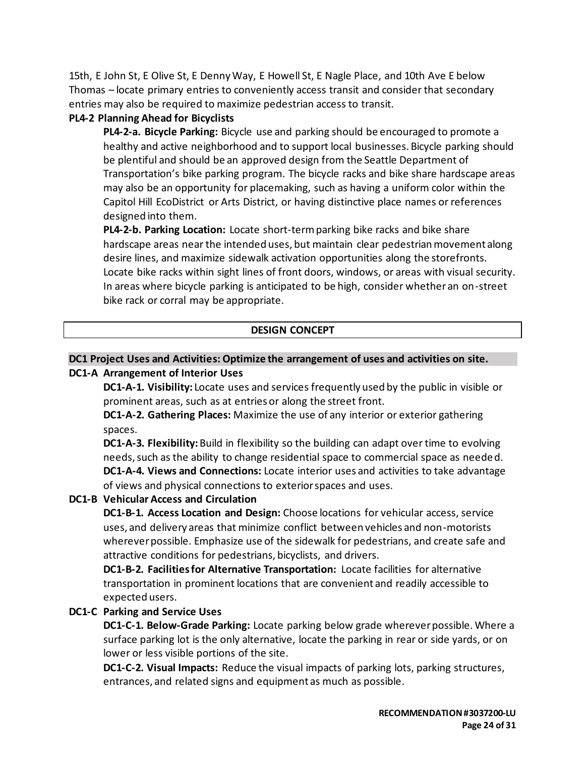15th, E John St, E Olive St, E Denny Way, E Howell St, E Nagle Place, and 10th Ave E below Thomas – locate primary entries to conveniently access transit and consider that secondary entries may also be required to maximize pedestrian access to transit.

**PL4-2 Planning Ahead for Bicyclists**

**PL4-2-a. Bicycle Parking:** Bicycle use and parking should be encouraged to promote a healthy and active neighborhood and to support local businesses. Bicycle parking should be plentiful and should be an approved design from the Seattle Department of Transportation's bike parking program. The bicycle racks and bike share hardscape areas may also be an opportunity for placemaking, such as having a uniform color within the Capitol Hill EcoDistrict or Arts District, or having distinctive place names or references designed into them.

**PL4-2-b. Parking Location:** Locate short-term parking bike racks and bike share hardscape areas near the intended uses, but maintain clear pedestrian movement along desire lines, and maximize sidewalk activation opportunities along the storefronts. Locate bike racks within sight lines of front doors, windows, or areas with visual security. In areas where bicycle parking is anticipated to be high, consider whether an on-street bike rack or corral may be appropriate.

## DESIGN CONCEPT

### DC1 Project Uses and Activities: Optimize the arrangement of uses and activities on site.

**DC1-A Arrangement of Interior Uses**

**DC1-A-1. Visibility:** Locate uses and services frequently used by the public in visible or prominent areas, such as at entries or along the street front.

**DC1-A-2. Gathering Places:** Maximize the use of any interior or exterior gathering spaces.

**DC1-A-3. Flexibility:** Build in flexibility so the building can adapt over time to evolving needs, such as the ability to change residential space to commercial space as needed.

**DC1-A-4. Views and Connections:** Locate interior uses and activities to take advantage of views and physical connections to exterior spaces and uses.

**DC1-B Vehicular Access and Circulation**

**DC1-B-1. Access Location and Design:** Choose locations for vehicular access, service uses, and delivery areas that minimize conflict between vehicles and non-motorists wherever possible. Emphasize use of the sidewalk for pedestrians, and create safe and attractive conditions for pedestrians, bicyclists, and drivers.

**DC1-B-2. Facilities for Alternative Transportation:** Locate facilities for alternative transportation in prominent locations that are convenient and readily accessible to expected users.

**DC1-C Parking and Service Uses**

**DC1-C-1. Below-Grade Parking:** Locate parking below grade wherever possible. Where a surface parking lot is the only alternative, locate the parking in rear or side yards, or on lower or less visible portions of the site.

**DC1-C-2. Visual Impacts:** Reduce the visual impacts of parking lots, parking structures, entrances, and related signs and equipment as much as possible.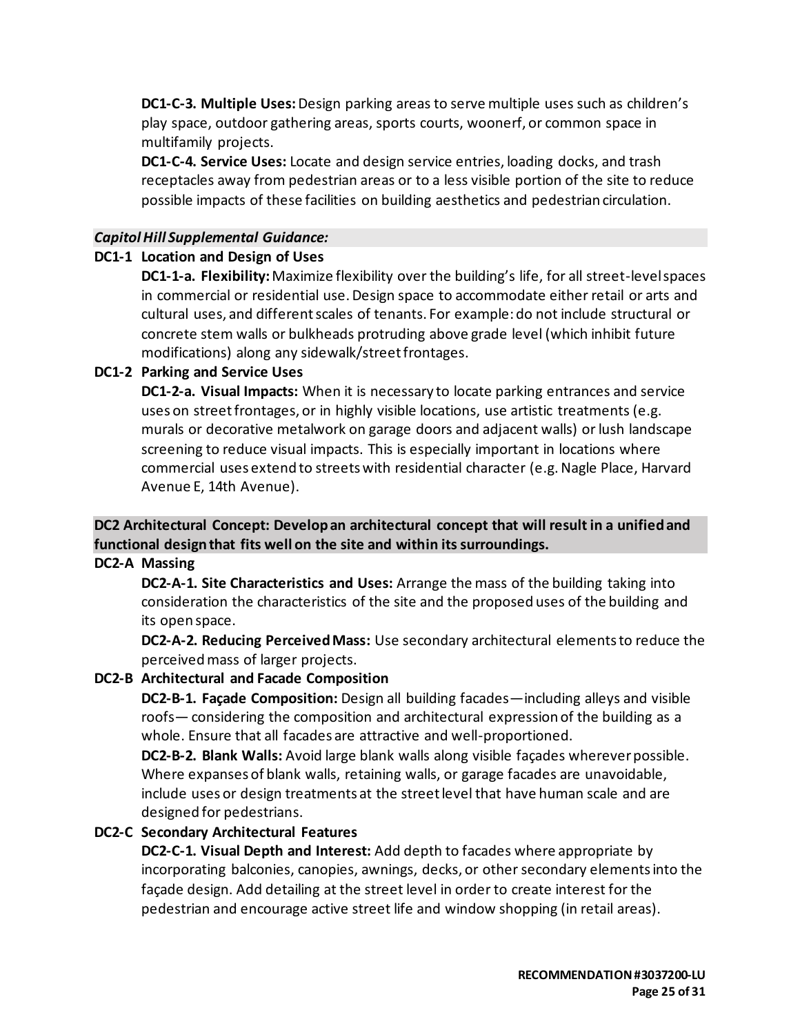**DC1-C-3. Multiple Uses:** Design parking areas to serve multiple uses such as children's play space, outdoor gathering areas, sports courts, woonerf, or common space in multifamily projects.

**DC1-C-4. Service Uses:** Locate and design service entries, loading docks, and trash receptacles away from pedestrian areas or to a less visible portion of the site to reduce possible impacts of these facilities on building aesthetics and pedestrian circulation.

***Capitol Hill Supplemental Guidance:***

**DC1-1 Location and Design of Uses**

**DC1-1-a. Flexibility:** Maximize flexibility over the building's life, for all street-level spaces in commercial or residential use. Design space to accommodate either retail or arts and cultural uses, and different scales of tenants. For example: do not include structural or concrete stem walls or bulkheads protruding above grade level (which inhibit future modifications) along any sidewalk/street frontages.

**DC1-2 Parking and Service Uses**

**DC1-2-a. Visual Impacts:** When it is necessary to locate parking entrances and service uses on street frontages, or in highly visible locations, use artistic treatments (e.g. murals or decorative metalwork on garage doors and adjacent walls) or lush landscape screening to reduce visual impacts. This is especially important in locations where commercial uses extend to streets with residential character (e.g. Nagle Place, Harvard Avenue E, 14th Avenue).

**DC2 Architectural Concept: Develop an architectural concept that will result in a unified and functional design that fits well on the site and within its surroundings.**

**DC2-A Massing**

**DC2-A-1. Site Characteristics and Uses:** Arrange the mass of the building taking into consideration the characteristics of the site and the proposed uses of the building and its open space.

**DC2-A-2. Reducing Perceived Mass:** Use secondary architectural elements to reduce the perceived mass of larger projects.

**DC2-B Architectural and Facade Composition**

**DC2-B-1. Façade Composition:** Design all building facades—including alleys and visible roofs— considering the composition and architectural expression of the building as a whole. Ensure that all facades are attractive and well-proportioned.

**DC2-B-2. Blank Walls:** Avoid large blank walls along visible façades wherever possible. Where expanses of blank walls, retaining walls, or garage facades are unavoidable, include uses or design treatments at the street level that have human scale and are designed for pedestrians.

**DC2-C Secondary Architectural Features**

**DC2-C-1. Visual Depth and Interest:** Add depth to facades where appropriate by incorporating balconies, canopies, awnings, decks, or other secondary elements into the façade design. Add detailing at the street level in order to create interest for the pedestrian and encourage active street life and window shopping (in retail areas).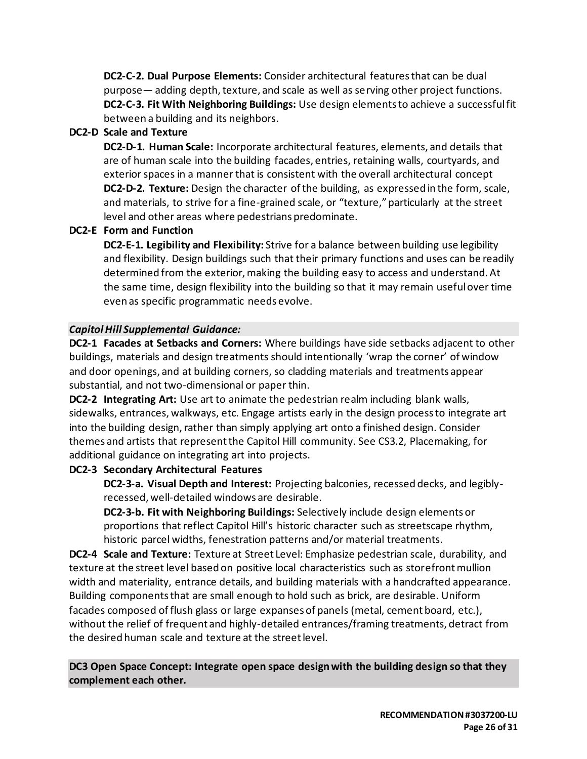**DC2-C-2. Dual Purpose Elements:** Consider architectural features that can be dual purpose— adding depth, texture, and scale as well as serving other project functions.

**DC2-C-3. Fit With Neighboring Buildings:** Use design elements to achieve a successful fit between a building and its neighbors.

**DC2-D Scale and Texture**

**DC2-D-1. Human Scale:** Incorporate architectural features, elements, and details that are of human scale into the building facades, entries, retaining walls, courtyards, and exterior spaces in a manner that is consistent with the overall architectural concept

**DC2-D-2. Texture:** Design the character of the building, as expressed in the form, scale, and materials, to strive for a fine-grained scale, or "texture," particularly at the street level and other areas where pedestrians predominate.

**DC2-E Form and Function**

**DC2-E-1. Legibility and Flexibility:** Strive for a balance between building use legibility and flexibility. Design buildings such that their primary functions and uses can be readily determined from the exterior, making the building easy to access and understand. At the same time, design flexibility into the building so that it may remain useful over time even as specific programmatic needs evolve.

***Capitol Hill Supplemental Guidance:***

**DC2-1 Facades at Setbacks and Corners:** Where buildings have side setbacks adjacent to other buildings, materials and design treatments should intentionally 'wrap the corner' of window and door openings, and at building corners, so cladding materials and treatments appear substantial, and not two-dimensional or paper thin.

**DC2-2 Integrating Art:** Use art to animate the pedestrian realm including blank walls, sidewalks, entrances, walkways, etc. Engage artists early in the design process to integrate art into the building design, rather than simply applying art onto a finished design. Consider themes and artists that represent the Capitol Hill community. See CS3.2, Placemaking, for additional guidance on integrating art into projects.

**DC2-3 Secondary Architectural Features**

**DC2-3-a. Visual Depth and Interest:** Projecting balconies, recessed decks, and legibly-recessed, well-detailed windows are desirable.

**DC2-3-b. Fit with Neighboring Buildings:** Selectively include design elements or proportions that reflect Capitol Hill's historic character such as streetscape rhythm, historic parcel widths, fenestration patterns and/or material treatments.

**DC2-4 Scale and Texture:** Texture at Street Level: Emphasize pedestrian scale, durability, and texture at the street level based on positive local characteristics such as storefront mullion width and materiality, entrance details, and building materials with a handcrafted appearance. Building components that are small enough to hold such as brick, are desirable. Uniform facades composed of flush glass or large expanses of panels (metal, cement board, etc.), without the relief of frequent and highly-detailed entrances/framing treatments, detract from the desired human scale and texture at the street level.

**DC3 Open Space Concept: Integrate open space design with the building design so that they complement each other.**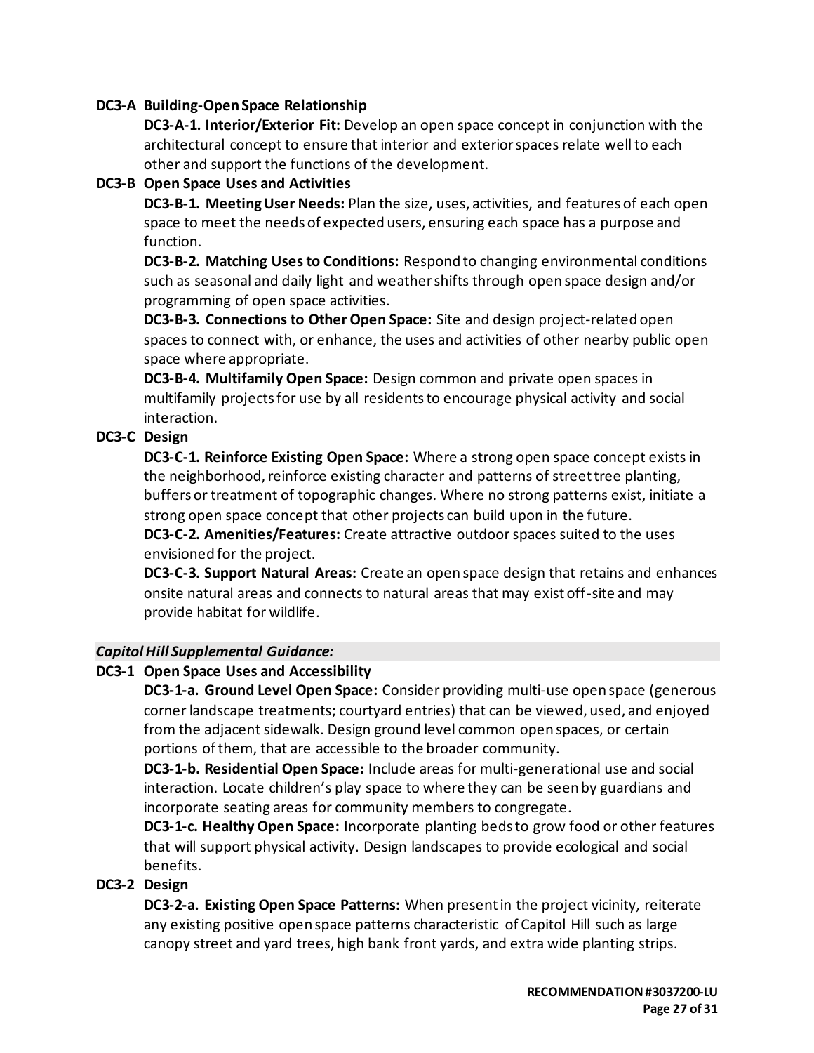**DC3-A Building-Open Space Relationship**

**DC3-A-1. Interior/Exterior Fit:** Develop an open space concept in conjunction with the architectural concept to ensure that interior and exterior spaces relate well to each other and support the functions of the development.

**DC3-B Open Space Uses and Activities**

**DC3-B-1. Meeting User Needs:** Plan the size, uses, activities, and features of each open space to meet the needs of expected users, ensuring each space has a purpose and function.

**DC3-B-2. Matching Uses to Conditions:** Respond to changing environmental conditions such as seasonal and daily light and weather shifts through open space design and/or programming of open space activities.

**DC3-B-3. Connections to Other Open Space:** Site and design project-related open spaces to connect with, or enhance, the uses and activities of other nearby public open space where appropriate.

**DC3-B-4. Multifamily Open Space:** Design common and private open spaces in multifamily projects for use by all residents to encourage physical activity and social interaction.

**DC3-C Design**

**DC3-C-1. Reinforce Existing Open Space:** Where a strong open space concept exists in the neighborhood, reinforce existing character and patterns of street tree planting, buffers or treatment of topographic changes. Where no strong patterns exist, initiate a strong open space concept that other projects can build upon in the future.

**DC3-C-2. Amenities/Features:** Create attractive outdoor spaces suited to the uses envisioned for the project.

**DC3-C-3. Support Natural Areas:** Create an open space design that retains and enhances onsite natural areas and connects to natural areas that may exist off-site and may provide habitat for wildlife.

***Capitol Hill Supplemental Guidance:***

**DC3-1 Open Space Uses and Accessibility**

**DC3-1-a. Ground Level Open Space:** Consider providing multi-use open space (generous corner landscape treatments; courtyard entries) that can be viewed, used, and enjoyed from the adjacent sidewalk. Design ground level common open spaces, or certain portions of them, that are accessible to the broader community.

**DC3-1-b. Residential Open Space:** Include areas for multi-generational use and social interaction. Locate children's play space to where they can be seen by guardians and incorporate seating areas for community members to congregate.

**DC3-1-c. Healthy Open Space:** Incorporate planting beds to grow food or other features that will support physical activity. Design landscapes to provide ecological and social benefits.

**DC3-2 Design**

**DC3-2-a. Existing Open Space Patterns:** When present in the project vicinity, reiterate any existing positive open space patterns characteristic of Capitol Hill such as large canopy street and yard trees, high bank front yards, and extra wide planting strips.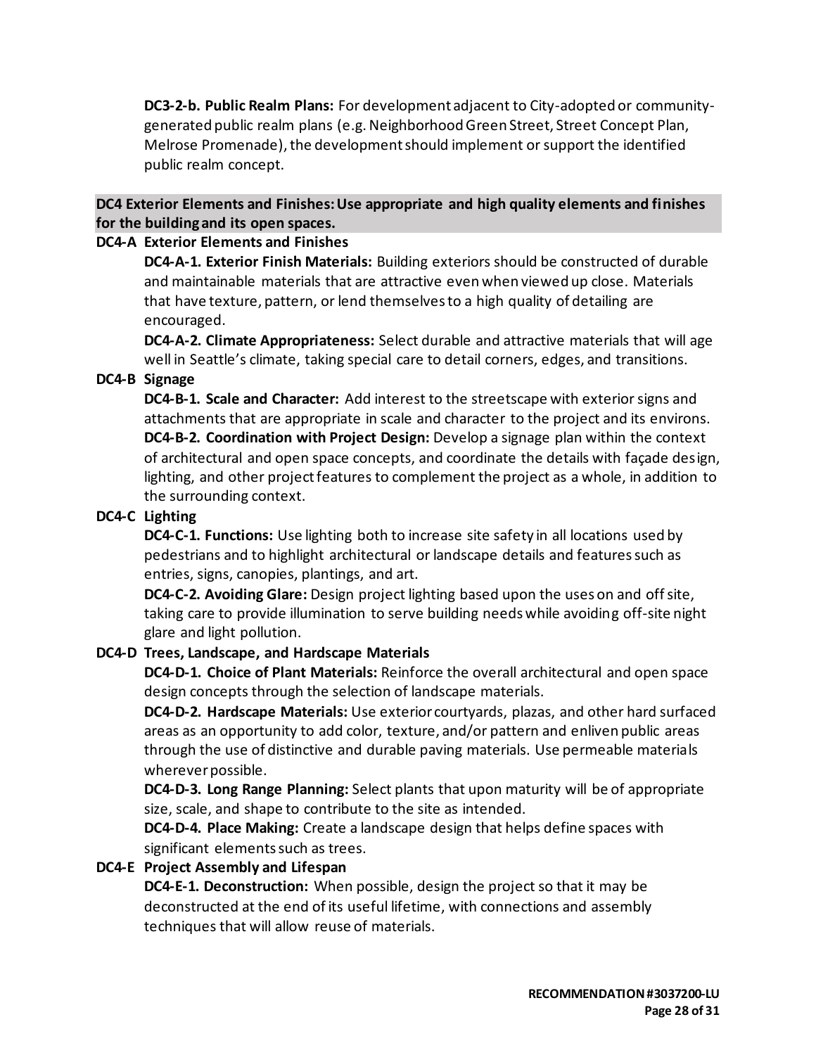**DC3-2-b. Public Realm Plans:** For development adjacent to City-adopted or community-generated public realm plans (e.g. Neighborhood Green Street, Street Concept Plan, Melrose Promenade), the development should implement or support the identified public realm concept.

## DC4 Exterior Elements and Finishes: Use appropriate and high quality elements and finishes for the building and its open spaces.

### DC4-A Exterior Elements and Finishes

**DC4-A-1. Exterior Finish Materials:** Building exteriors should be constructed of durable and maintainable materials that are attractive even when viewed up close. Materials that have texture, pattern, or lend themselves to a high quality of detailing are encouraged.

**DC4-A-2. Climate Appropriateness:** Select durable and attractive materials that will age well in Seattle's climate, taking special care to detail corners, edges, and transitions.

### DC4-B Signage

**DC4-B-1. Scale and Character:** Add interest to the streetscape with exterior signs and attachments that are appropriate in scale and character to the project and its environs.

**DC4-B-2. Coordination with Project Design:** Develop a signage plan within the context of architectural and open space concepts, and coordinate the details with façade design, lighting, and other project features to complement the project as a whole, in addition to the surrounding context.

### DC4-C Lighting

**DC4-C-1. Functions:** Use lighting both to increase site safety in all locations used by pedestrians and to highlight architectural or landscape details and features such as entries, signs, canopies, plantings, and art.

**DC4-C-2. Avoiding Glare:** Design project lighting based upon the uses on and off site, taking care to provide illumination to serve building needs while avoiding off-site night glare and light pollution.

### DC4-D Trees, Landscape, and Hardscape Materials

**DC4-D-1. Choice of Plant Materials:** Reinforce the overall architectural and open space design concepts through the selection of landscape materials.

**DC4-D-2. Hardscape Materials:** Use exterior courtyards, plazas, and other hard surfaced areas as an opportunity to add color, texture, and/or pattern and enliven public areas through the use of distinctive and durable paving materials. Use permeable materials wherever possible.

**DC4-D-3. Long Range Planning:** Select plants that upon maturity will be of appropriate size, scale, and shape to contribute to the site as intended.

**DC4-D-4. Place Making:** Create a landscape design that helps define spaces with significant elements such as trees.

### DC4-E Project Assembly and Lifespan

**DC4-E-1. Deconstruction:** When possible, design the project so that it may be deconstructed at the end of its useful lifetime, with connections and assembly techniques that will allow reuse of materials.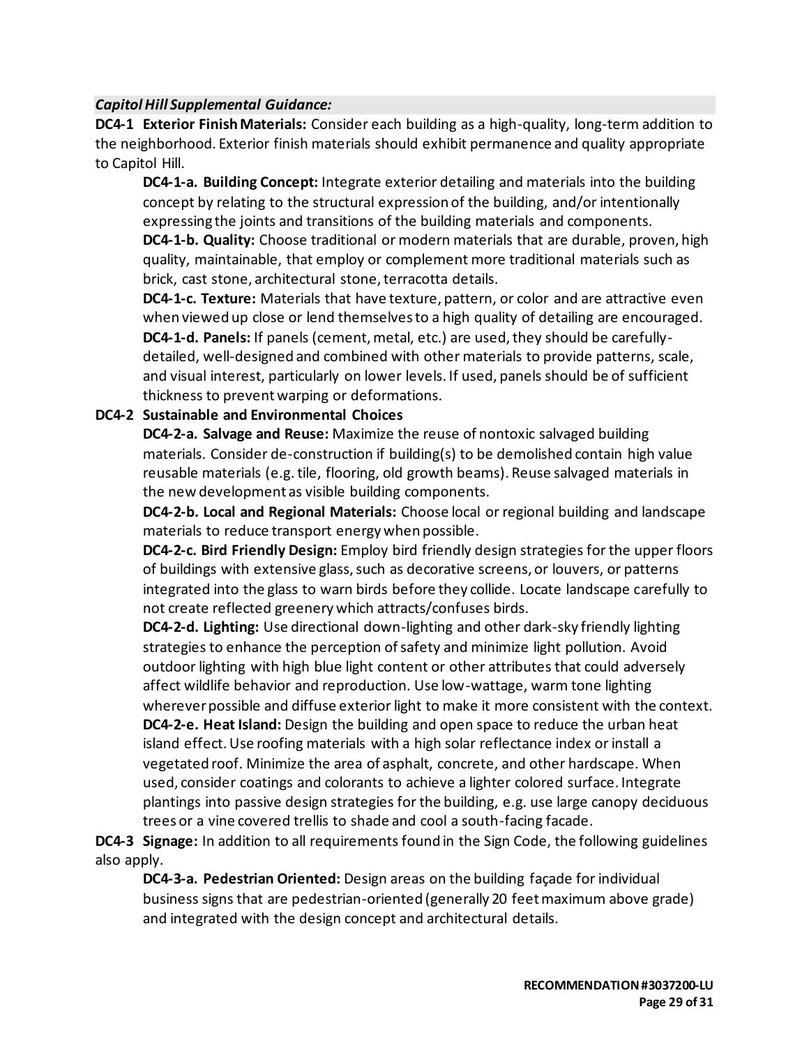***Capitol Hill Supplemental Guidance:***

**DC4-1 Exterior Finish Materials:** Consider each building as a high-quality, long-term addition to the neighborhood. Exterior finish materials should exhibit permanence and quality appropriate to Capitol Hill.

**DC4-1-a. Building Concept:** Integrate exterior detailing and materials into the building concept by relating to the structural expression of the building, and/or intentionally expressing the joints and transitions of the building materials and components.

**DC4-1-b. Quality:** Choose traditional or modern materials that are durable, proven, high quality, maintainable, that employ or complement more traditional materials such as brick, cast stone, architectural stone, terracotta details.

**DC4-1-c. Texture:** Materials that have texture, pattern, or color and are attractive even when viewed up close or lend themselves to a high quality of detailing are encouraged.

**DC4-1-d. Panels:** If panels (cement, metal, etc.) are used, they should be carefully-detailed, well-designed and combined with other materials to provide patterns, scale, and visual interest, particularly on lower levels. If used, panels should be of sufficient thickness to prevent warping or deformations.

**DC4-2 Sustainable and Environmental Choices**

**DC4-2-a. Salvage and Reuse:** Maximize the reuse of nontoxic salvaged building materials. Consider de-construction if building(s) to be demolished contain high value reusable materials (e.g. tile, flooring, old growth beams). Reuse salvaged materials in the new development as visible building components.

**DC4-2-b. Local and Regional Materials:** Choose local or regional building and landscape materials to reduce transport energy when possible.

**DC4-2-c. Bird Friendly Design:** Employ bird friendly design strategies for the upper floors of buildings with extensive glass, such as decorative screens, or louvers, or patterns integrated into the glass to warn birds before they collide. Locate landscape carefully to not create reflected greenery which attracts/confuses birds.

**DC4-2-d. Lighting:** Use directional down-lighting and other dark-sky friendly lighting strategies to enhance the perception of safety and minimize light pollution. Avoid outdoor lighting with high blue light content or other attributes that could adversely affect wildlife behavior and reproduction. Use low-wattage, warm tone lighting wherever possible and diffuse exterior light to make it more consistent with the context.

**DC4-2-e. Heat Island:** Design the building and open space to reduce the urban heat island effect. Use roofing materials with a high solar reflectance index or install a vegetated roof. Minimize the area of asphalt, concrete, and other hardscape. When used, consider coatings and colorants to achieve a lighter colored surface. Integrate plantings into passive design strategies for the building, e.g. use large canopy deciduous trees or a vine covered trellis to shade and cool a south-facing facade.

**DC4-3 Signage:** In addition to all requirements found in the Sign Code, the following guidelines also apply.

**DC4-3-a. Pedestrian Oriented:** Design areas on the building façade for individual business signs that are pedestrian-oriented (generally 20 feet maximum above grade) and integrated with the design concept and architectural details.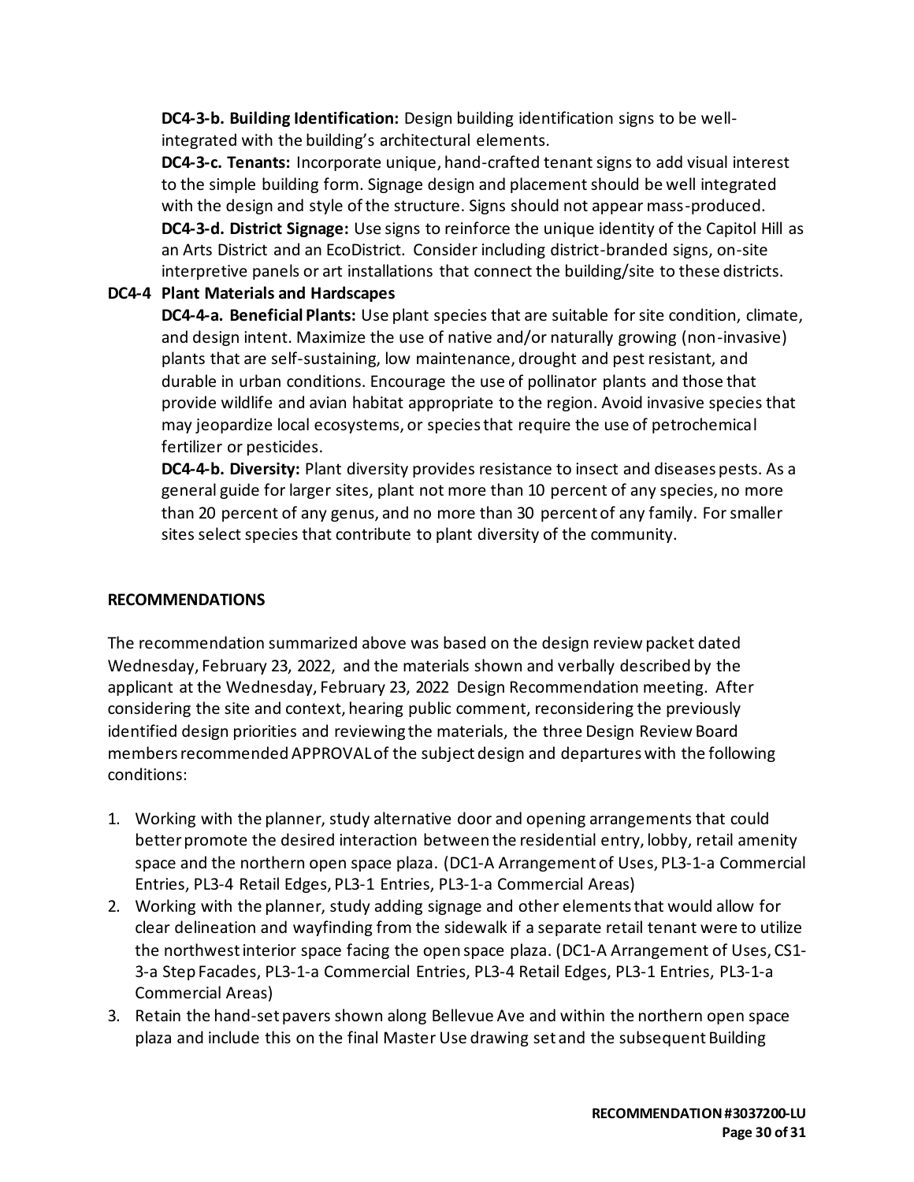**DC4-3-b. Building Identification:** Design building identification signs to be well-integrated with the building's architectural elements.

**DC4-3-c. Tenants:** Incorporate unique, hand-crafted tenant signs to add visual interest to the simple building form. Signage design and placement should be well integrated with the design and style of the structure. Signs should not appear mass-produced.

**DC4-3-d. District Signage:** Use signs to reinforce the unique identity of the Capitol Hill as an Arts District and an EcoDistrict. Consider including district-branded signs, on-site interpretive panels or art installations that connect the building/site to these districts.

**DC4-4 Plant Materials and Hardscapes**

**DC4-4-a. Beneficial Plants:** Use plant species that are suitable for site condition, climate, and design intent. Maximize the use of native and/or naturally growing (non-invasive) plants that are self-sustaining, low maintenance, drought and pest resistant, and durable in urban conditions. Encourage the use of pollinator plants and those that provide wildlife and avian habitat appropriate to the region. Avoid invasive species that may jeopardize local ecosystems, or species that require the use of petrochemical fertilizer or pesticides.

**DC4-4-b. Diversity:** Plant diversity provides resistance to insect and diseases pests. As a general guide for larger sites, plant not more than 10 percent of any species, no more than 20 percent of any genus, and no more than 30 percent of any family. For smaller sites select species that contribute to plant diversity of the community.

**RECOMMENDATIONS**

The recommendation summarized above was based on the design review packet dated Wednesday, February 23, 2022, and the materials shown and verbally described by the applicant at the Wednesday, February 23, 2022 Design Recommendation meeting. After considering the site and context, hearing public comment, reconsidering the previously identified design priorities and reviewing the materials, the three Design Review Board members recommended APPROVAL of the subject design and departures with the following conditions:

1. Working with the planner, study alternative door and opening arrangements that could better promote the desired interaction between the residential entry, lobby, retail amenity space and the northern open space plaza. (DC1-A Arrangement of Uses, PL3-1-a Commercial Entries, PL3-4 Retail Edges, PL3-1 Entries, PL3-1-a Commercial Areas)
2. Working with the planner, study adding signage and other elements that would allow for clear delineation and wayfinding from the sidewalk if a separate retail tenant were to utilize the northwest interior space facing the open space plaza. (DC1-A Arrangement of Uses, CS1-3-a Step Facades, PL3-1-a Commercial Entries, PL3-4 Retail Edges, PL3-1 Entries, PL3-1-a Commercial Areas)
3. Retain the hand-set pavers shown along Bellevue Ave and within the northern open space plaza and include this on the final Master Use drawing set and the subsequent Building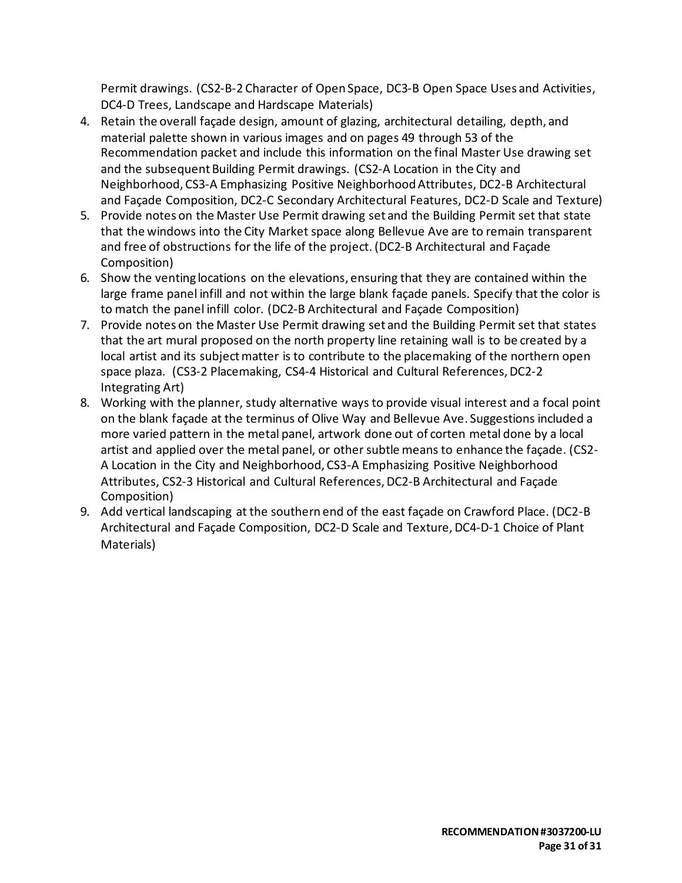Permit drawings. (CS2-B-2 Character of Open Space, DC3-B Open Space Uses and Activities, DC4-D Trees, Landscape and Hardscape Materials)

4. Retain the overall façade design, amount of glazing, architectural detailing, depth, and material palette shown in various images and on pages 49 through 53 of the Recommendation packet and include this information on the final Master Use drawing set and the subsequent Building Permit drawings. (CS2-A Location in the City and Neighborhood, CS3-A Emphasizing Positive Neighborhood Attributes, DC2-B Architectural and Façade Composition, DC2-C Secondary Architectural Features, DC2-D Scale and Texture)
5. Provide notes on the Master Use Permit drawing set and the Building Permit set that state that the windows into the City Market space along Bellevue Ave are to remain transparent and free of obstructions for the life of the project. (DC2-B Architectural and Façade Composition)
6. Show the venting locations on the elevations, ensuring that they are contained within the large frame panel infill and not within the large blank façade panels. Specify that the color is to match the panel infill color. (DC2-B Architectural and Façade Composition)
7. Provide notes on the Master Use Permit drawing set and the Building Permit set that states that the art mural proposed on the north property line retaining wall is to be created by a local artist and its subject matter is to contribute to the placemaking of the northern open space plaza. (CS3-2 Placemaking, CS4-4 Historical and Cultural References, DC2-2 Integrating Art)
8. Working with the planner, study alternative ways to provide visual interest and a focal point on the blank façade at the terminus of Olive Way and Bellevue Ave. Suggestions included a more varied pattern in the metal panel, artwork done out of corten metal done by a local artist and applied over the metal panel, or other subtle means to enhance the façade. (CS2-A Location in the City and Neighborhood, CS3-A Emphasizing Positive Neighborhood Attributes, CS2-3 Historical and Cultural References, DC2-B Architectural and Façade Composition)
9. Add vertical landscaping at the southern end of the east façade on Crawford Place. (DC2-B Architectural and Façade Composition, DC2-D Scale and Texture, DC4-D-1 Choice of Plant Materials)